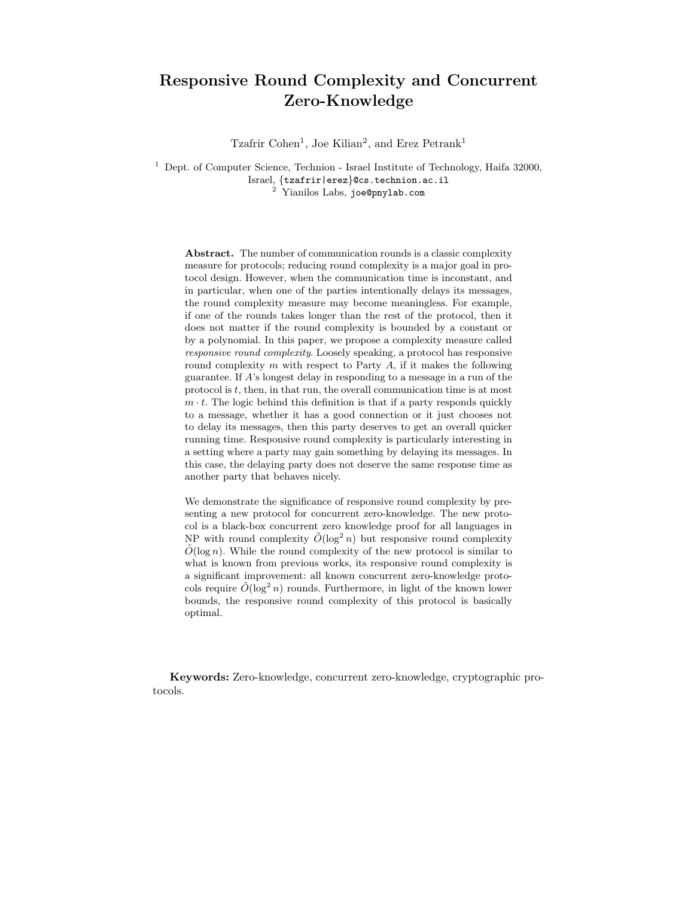# Responsive Round Complexity and Concurrent Zero-Knowledge

Tzafrir Cohen[1], Joe Kilian[2], and Erez Petrank[1]

[1] Dept. of Computer Science, Technion - Israel Institute of Technology, Haifa 32000, Israel, {tzafrir|erez}@cs.technion.ac.il

[2] Yianilos Labs, joe@pnylab.com

**Abstract.** The number of communication rounds is a classic complexity measure for protocols; reducing round complexity is a major goal in protocol design. However, when the communication time is inconstant, and in particular, when one of the parties intentionally delays its messages, the round complexity measure may become meaningless. For example, if one of the rounds takes longer than the rest of the protocol, then it does not matter if the round complexity is bounded by a constant or by a polynomial. In this paper, we propose a complexity measure called *responsive round complexity*. Loosely speaking, a protocol has responsive round complexity $m$ with respect to Party $A$, if it makes the following guarantee. If $A$'s longest delay in responding to a message in a run of the protocol is $t$, then, in that run, the overall communication time is at most $m \cdot t$. The logic behind this definition is that if a party responds quickly to a message, whether it has a good connection or it just chooses not to delay its messages, then this party deserves to get an overall quicker running time. Responsive round complexity is particularly interesting in a setting where a party may gain something by delaying its messages. In this case, the delaying party does not deserve the same response time as another party that behaves nicely.

We demonstrate the significance of responsive round complexity by presenting a new protocol for concurrent zero-knowledge. The new protocol is a black-box concurrent zero knowledge proof for all languages in NP with round complexity $\tilde{O}(\log^2 n)$ but responsive round complexity $\tilde{O}(\log n)$. While the round complexity of the new protocol is similar to what is known from previous works, its responsive round complexity is a significant improvement: all known concurrent zero-knowledge protocols require $\tilde{O}(\log^2 n)$ rounds. Furthermore, in light of the known lower bounds, the responsive round complexity of this protocol is basically optimal.

**Keywords:** Zero-knowledge, concurrent zero-knowledge, cryptographic protocols.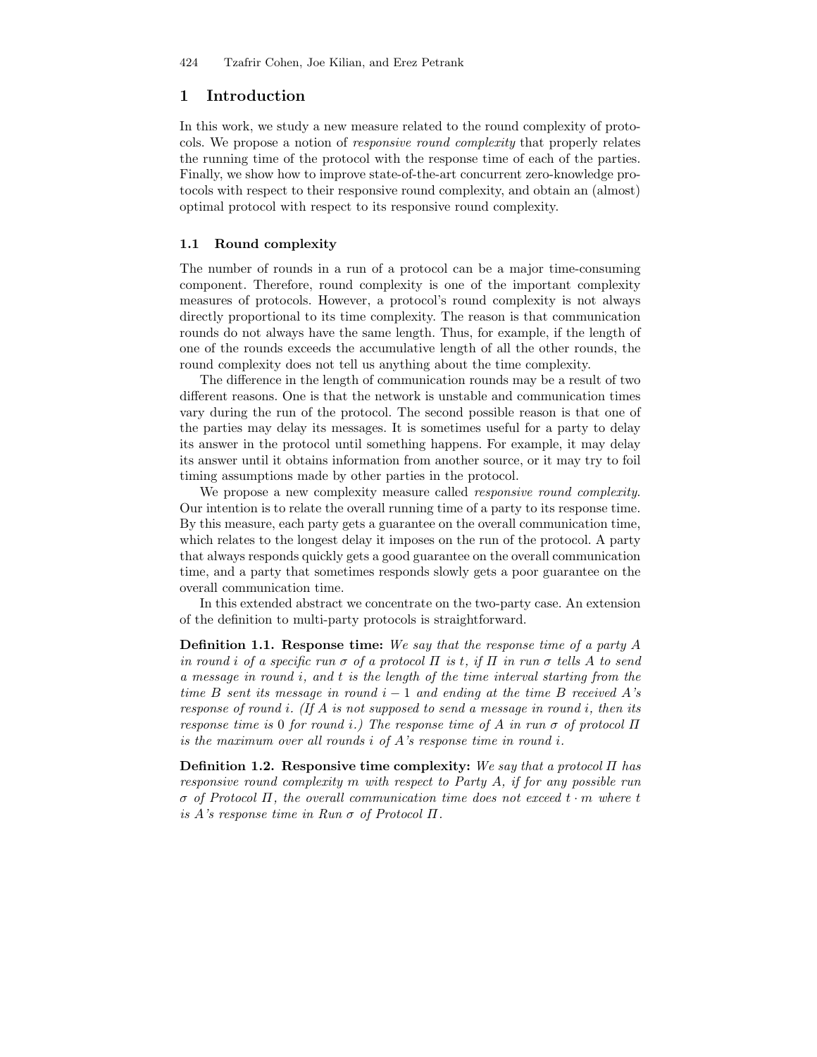## 1 Introduction

In this work, we study a new measure related to the round complexity of protocols. We propose a notion of *responsive round complexity* that properly relates the running time of the protocol with the response time of each of the parties. Finally, we show how to improve state-of-the-art concurrent zero-knowledge protocols with respect to their responsive round complexity, and obtain an (almost) optimal protocol with respect to its responsive round complexity.

### 1.1 Round complexity

The number of rounds in a run of a protocol can be a major time-consuming component. Therefore, round complexity is one of the important complexity measures of protocols. However, a protocol's round complexity is not always directly proportional to its time complexity. The reason is that communication rounds do not always have the same length. Thus, for example, if the length of one of the rounds exceeds the accumulative length of all the other rounds, the round complexity does not tell us anything about the time complexity.

The difference in the length of communication rounds may be a result of two different reasons. One is that the network is unstable and communication times vary during the run of the protocol. The second possible reason is that one of the parties may delay its messages. It is sometimes useful for a party to delay its answer in the protocol until something happens. For example, it may delay its answer until it obtains information from another source, or it may try to foil timing assumptions made by other parties in the protocol.

We propose a new complexity measure called *responsive round complexity*. Our intention is to relate the overall running time of a party to its response time. By this measure, each party gets a guarantee on the overall communication time, which relates to the longest delay it imposes on the run of the protocol. A party that always responds quickly gets a good guarantee on the overall communication time, and a party that sometimes responds slowly a poor guarantee on the overall communication time.

In this extended abstract we concentrate on the two-party case. An extension of the definition to multi-party protocols is straightforward.

**Definition 1.1. Response time:** *We say that the response time of a party $A$ in round $i$ of a specific run $\sigma$ of a protocol $\Pi$ is $t$, if $\Pi$ in run $\sigma$ tells $A$ to send a message in round $i$, and $t$ is the length of the time interval starting from the time $B$ sent its message in round $i-1$ and ending at the time $B$ received $A$'s response of round $i$. (If $A$ is not supposed to send a message in round $i$, then its response time is 0 for round $i$.) The response time of $A$ in run $\sigma$ of protocol $\Pi$ is the maximum over all rounds $i$ of $A$'s response time in round $i$.*

**Definition 1.2. Responsive time complexity:** *We say that a protocol $\Pi$ has responsive round complexity $m$ with respect to Party $A$, if for any possible run $\sigma$ of Protocol $\Pi$, the overall communication time does not exceed $t \cdot m$ where $t$ is $A$'s response time in Run $\sigma$ of Protocol $\Pi$.*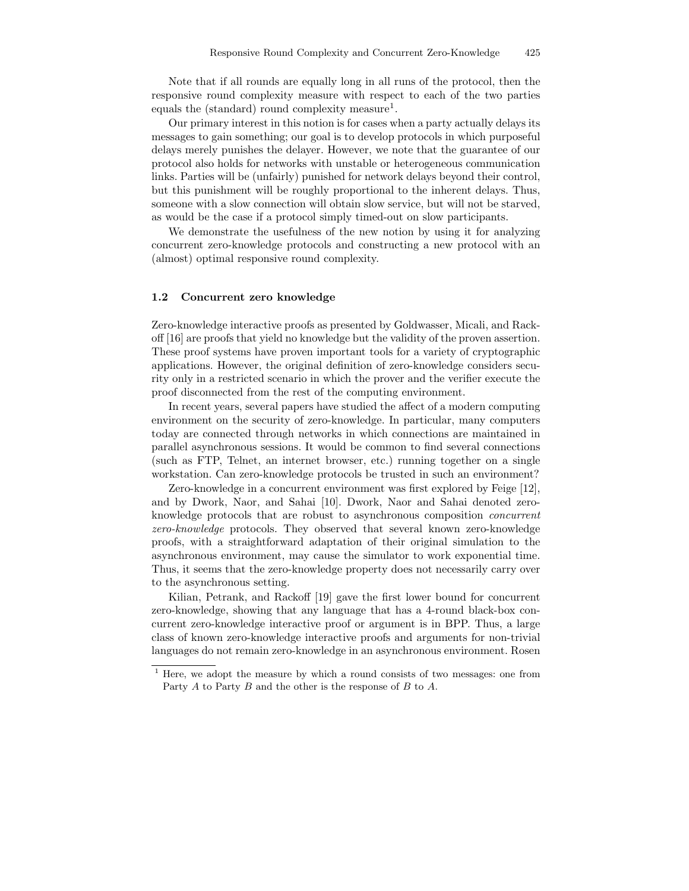Note that if all rounds are equally long in all runs of the protocol, then the responsive round complexity measure with respect to each of the two parties equals the (standard) round complexity measure[1].

Our primary interest in this notion is for cases when a party actually delays its messages to gain something; our goal is to develop protocols in which purposeful delays merely punishes the delayer. However, we note that the guarantee of our protocol also holds for networks with unstable or heterogeneous communication links. Parties will be (unfairly) punished for network delays beyond their control, but this punishment will be roughly proportional to the inherent delays. Thus, someone with a slow connection will obtain slow service, but will not be starved, as would be the case if a protocol simply timed-out on slow participants.

We demonstrate the usefulness of the new notion by using it for analyzing concurrent zero-knowledge protocols and constructing a new protocol with an (almost) optimal responsive round complexity.

### 1.2 Concurrent zero knowledge

Zero-knowledge interactive proofs as presented by Goldwasser, Micali, and Rackoff [16] are proofs that yield no knowledge but the validity of the proven assertion. These proof systems have proven important tools for a variety of cryptographic applications. However, the original definition of zero-knowledge considers security only in a restricted scenario in which the prover and the verifier execute the proof disconnected from the rest of the computing environment.

In recent years, several papers have studied the affect of a modern computing environment on the security of zero-knowledge. In particular, many computers today are connected through networks in which connections are maintained in parallel asynchronous sessions. It would be common to find several connections (such as FTP, Telnet, an internet browser, etc.) running together on a single workstation. Can zero-knowledge protocols be trusted in such an environment?

Zero-knowledge in a concurrent environment was first explored by Feige [12], and by Dwork, Naor, and Sahai [10]. Dwork, Naor and Sahai denoted zero-knowledge protocols that are robust to asynchronous composition *concurrent zero-knowledge* protocols. They observed that several known zero-knowledge proofs, with a straightforward adaptation of their original simulation to the asynchronous environment, may cause the simulator to work exponential time. Thus, it seems that the zero-knowledge property does not necessarily carry over to the asynchronous setting.

Kilian, Petrank, and Rackoff [19] gave the first lower bound for concurrent zero-knowledge, showing that any language that has a 4-round black-box concurrent zero-knowledge interactive proof or argument is in BPP. Thus, a large class of known zero-knowledge interactive proofs and arguments for non-trivial languages do not remain zero-knowledge in an asynchronous environment. Rosen

[1] Here, we adopt the measure by which a round consists of two messages: one from Party $A$ to Party $B$ and the other is the response of $B$ to $A$.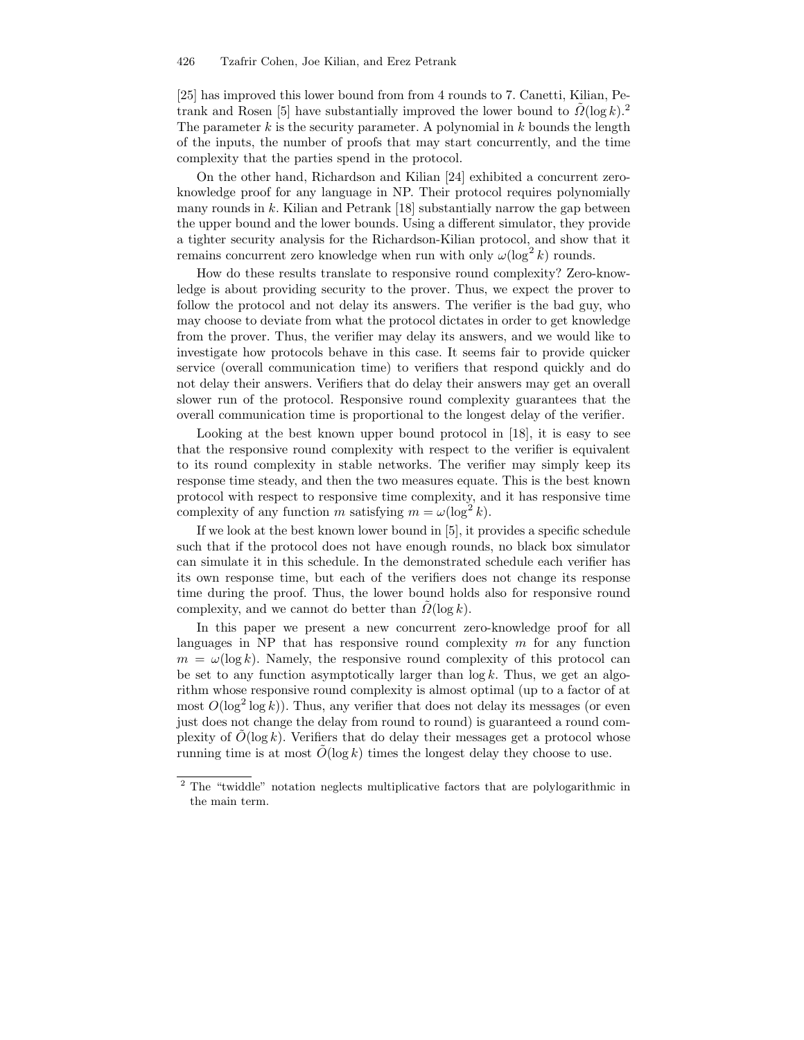[25] has improved this lower bound from from 4 rounds to 7. Canetti, Kilian, Petrank and Rosen [5] have substantially improved the lower bound to $\tilde{\Omega}(\log k)$.[2] The parameter $k$ is the security parameter. A polynomial in $k$ bounds the length of the inputs, the number of proofs that may start concurrently, and the time complexity that the parties spend in the protocol.

On the other hand, Richardson and Kilian [24] exhibited a concurrent zero-knowledge proof for any language in NP. Their protocol requires polynomially many rounds in $k$. Kilian and Petrank [18] substantially narrow the gap between the upper bound and the lower bounds. Using a different simulator, they provide a tighter security analysis for the Richardson-Kilian protocol, and show that it remains concurrent zero knowledge when run with only $\omega(\log^2 k)$ rounds.

How do these results translate to responsive round complexity? Zero-knowledge is about providing security to the prover. Thus, we expect the prover to follow the protocol and not delay its answers. The verifier is the bad guy, who may choose to deviate from what the protocol dictates in order to get knowledge from the prover. Thus, the verifier may delay its answers, and we would like to investigate how protocols behave in this case. It seems fair to provide quicker service (overall communication time) to verifiers that respond quickly and do not delay their answers. Verifiers that do delay their answers may get an overall slower run of the protocol. Responsive round complexity guarantees that the overall communication time is proportional to the longest delay of the verifier.

Looking at the best known upper bound protocol in [18], it is easy to see that the responsive round complexity with respect to the verifier is equivalent to its round complexity in stable networks. The verifier may simply keep its response time steady, and then the two measures equate. This is the best known protocol with respect to responsive time complexity, and it has responsive time complexity of any function $m$ satisfying $m = \omega(\log^2 k)$.

If we look at the best known lower bound in [5], it provides a specific schedule such that if the protocol does not have enough rounds, no black box simulator can simulate it in this schedule. In the demonstrated schedule each verifier has its own response time, but each of the verifiers does not change its response time during the proof. Thus, the lower bound holds also for responsive round complexity, and we cannot do better than $\tilde{\Omega}(\log k)$.

In this paper we present a new concurrent zero-knowledge proof for all languages in NP that has responsive round complexity $m$ for any function $m = \omega(\log k)$. Namely, the responsive round complexity of this protocol can be set to any function asymptotically larger than $\log k$. Thus, we get an algorithm whose responsive round complexity is almost optimal (up to a factor of at most $O(\log^2 \log k)$). Thus, any verifier that does not delay its messages (or even just does not change the delay from round to round) is guaranteed a round complexity of $\tilde{O}(\log k)$. Verifiers that do delay their messages get a protocol whose running time is at most $\tilde{O}(\log k)$ times the longest delay they choose to use.

[2] The "twiddle" notation neglects multiplicative factors that are polylogarithmic in the main term.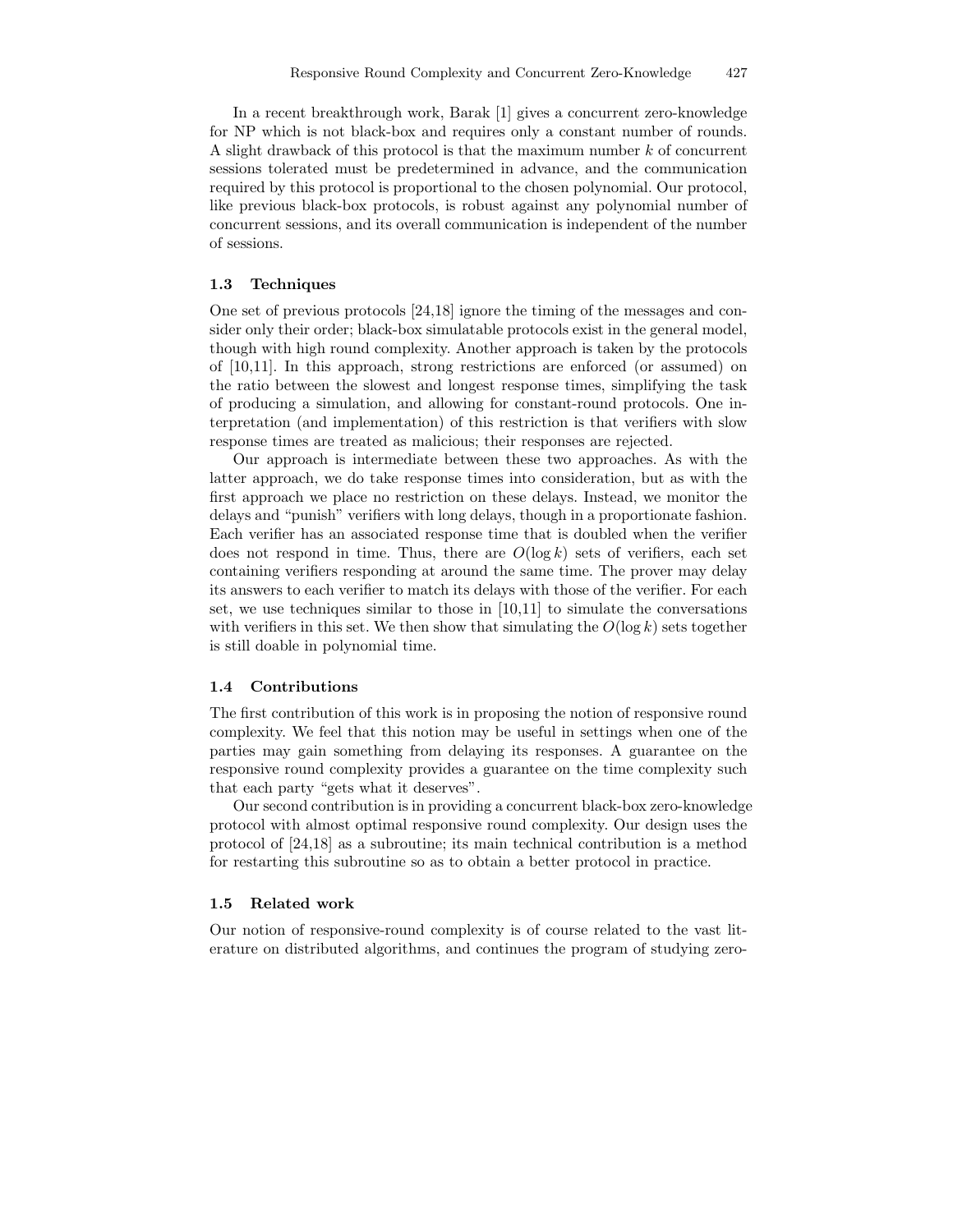In a recent breakthrough work, Barak [1] gives a concurrent zero-knowledge for NP which is not black-box and requires only a constant number of rounds. A slight drawback of this protocol is that the maximum number $k$ of concurrent sessions tolerated must be predetermined in advance, and the communication required by this protocol is proportional to the chosen polynomial. Our protocol, like previous black-box protocols, is robust against any polynomial number of concurrent sessions, and its overall communication is independent of the number of sessions.

### 1.3 Techniques

One set of previous protocols [24,18] ignore the timing of the messages and consider only their order; black-box simulatable protocols exist in the general model, though with high round complexity. Another approach is taken by the protocols of [10,11]. In this approach, strong restrictions are enforced (or assumed) on the ratio between the slowest and longest response times, simplifying the task of producing a simulation, and allowing for constant-round protocols. One interpretation (and implementation) of this restriction is that verifiers with slow response times are treated as malicious; their responses are rejected.

Our approach is intermediate between these two approaches. As with the latter approach, we do take response times into consideration, but as with the first approach we place no restriction on these delays. Instead, we monitor the delays and "punish" verifiers with long delays, though in a proportionate fashion. Each verifier has an associated response time that is doubled when the verifier does not respond in time. Thus, there are $O(\log k)$ sets of verifiers, each set containing verifiers responding at around the same time. The prover may delay its answers to each verifier to match its delays with those of the verifier. For each set, we use techniques similar to those in [10,11] to simulate the conversations with verifiers in this set. We then show that simulating the $O(\log k)$ sets together is still doable in polynomial time.

### 1.4 Contributions

The first contribution of this work is in proposing the notion of responsive round complexity. We feel that this notion may be useful in settings when one of the parties may gain something from delaying its responses. A guarantee on the responsive round complexity provides a guarantee on the time complexity such that each party "gets what it deserves".

Our second contribution is in providing a concurrent black-box zero-knowledge protocol with almost optimal responsive round complexity. Our design uses the protocol of [24,18] as a subroutine; its main technical contribution is a method for restarting this subroutine so as to obtain a better protocol in practice.

### 1.5 Related work

Our notion of responsive-round complexity is of course related to the vast literature on distributed algorithms, and continues the program of studying zero-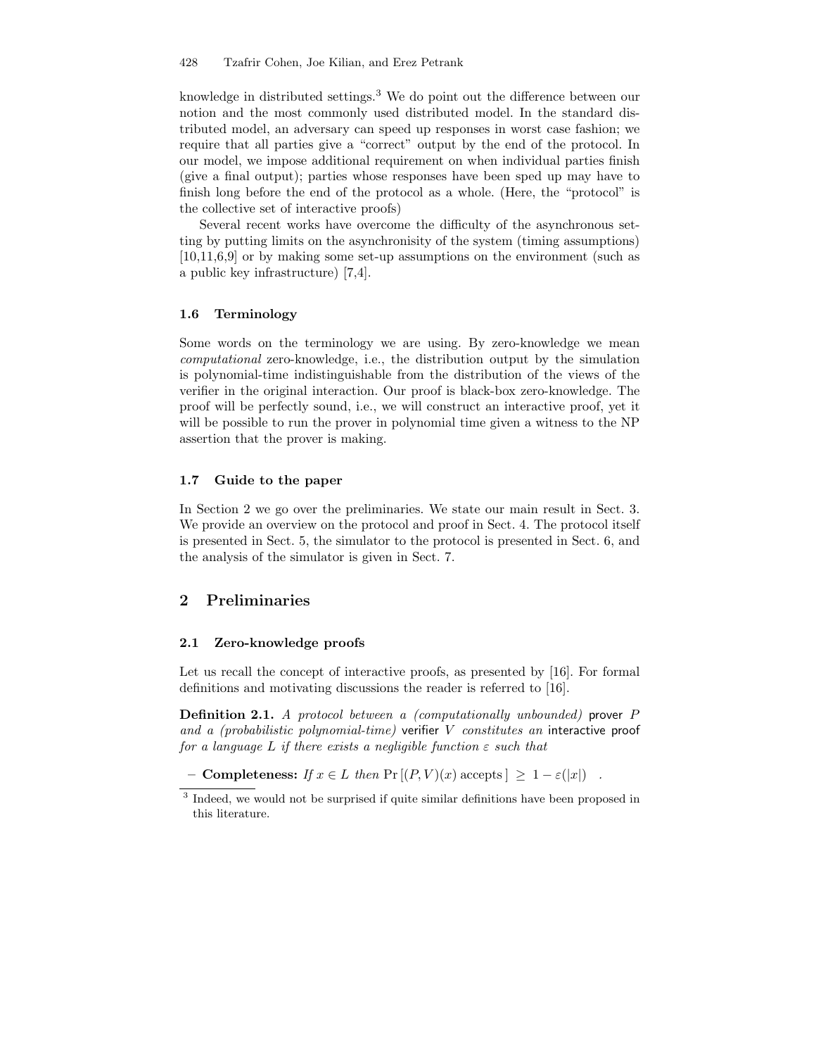knowledge in distributed settings.[3] We do point out the difference between our notion and the most commonly used distributed model. In the standard distributed model, an adversary can speed up responses in worst case fashion; we require that all parties give a "correct" output by the end of the protocol. In our model, we impose additional requirement on when individual parties finish (give a final output); parties whose responses have been sped up may have to finish long before the end of the protocol as a whole. (Here, the "protocol" is the collective set of interactive proofs)

Several recent works have overcome the difficulty of the asynchronous setting by putting limits on the asynchronisity of the system (timing assumptions) [10,11,6,9] or by making some set-up assumptions on the environment (such as a public key infrastructure) [7,4].

### 1.6 Terminology

Some words on the terminology we are using. By zero-knowledge we mean *computational* zero-knowledge, i.e., the distribution output by the simulation is polynomial-time indistinguishable from the distribution of the views of the verifier in the original interaction. Our proof is black-box zero-knowledge. The proof will be perfectly sound, i.e., we will construct an interactive proof, yet it will be possible to run the prover in polynomial time given a witness to the NP assertion that the prover is making.

### 1.7 Guide to the paper

In Section 2 we go over the preliminaries. We state our main result in Sect. 3. We provide an overview on the protocol and proof in Sect. 4. The protocol itself is presented in Sect. 5, the simulator to the protocol is presented in Sect. 6, and the analysis of the simulator is given in Sect. 7.

## 2 Preliminaries

### 2.1 Zero-knowledge proofs

Let us recall the concept of interactive proofs, as presented by [16]. For formal definitions and motivating discussions the reader is referred to [16].

**Definition 2.1.** *A protocol between a (computationally unbounded)* prover $P$ *and a (probabilistic polynomial-time)* verifier $V$ *constitutes an* interactive proof *for a language $L$ if there exists a negligible function $\varepsilon$ such that*

- **Completeness:** *If $x \in L$ then* $\Pr[(P,V)(x) \text{ accepts}] \geq 1 - \varepsilon(|x|)$ .

[3] Indeed, we would not be surprised if quite similar definitions have been proposed in this literature.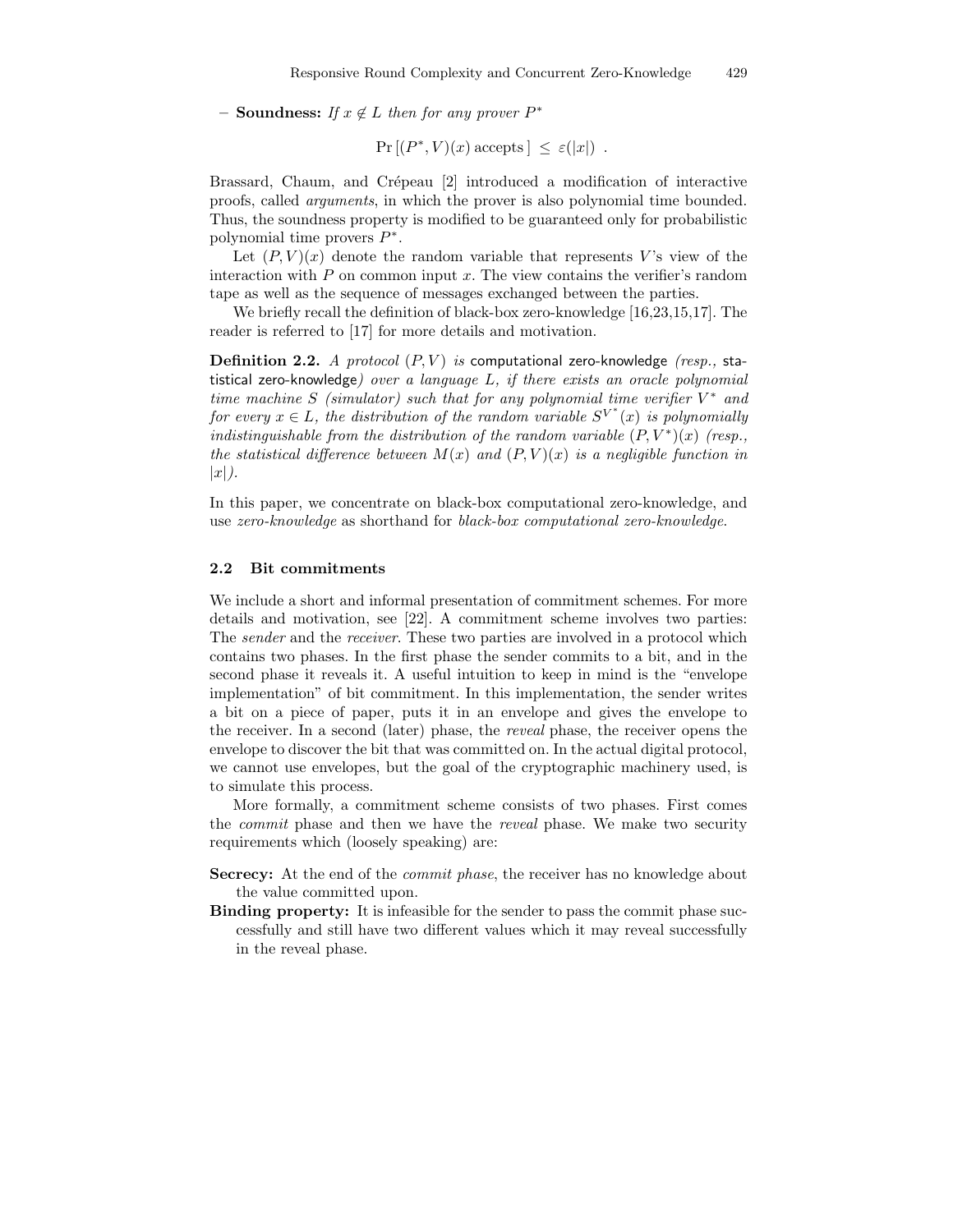– **Soundness:** *If $x \notin L$ then for any prover $P^*$*

$$\Pr\left[(P^*, V)(x) \text{ accepts}\right] \leq \varepsilon(|x|) .$$

Brassard, Chaum, and Crépeau [2] introduced a modification of interactive proofs, called *arguments*, in which the prover is also polynomial time bounded. Thus, the soundness property is modified to be guaranteed only for probabilistic polynomial time provers $P^*$.

Let $(P, V)(x)$ denote the random variable that represents $V$'s view of the interaction with $P$ on common input $x$. The view contains the verifier's random tape as well as the sequence of messages exchanged between the parties.

We briefly recall the definition of black-box zero-knowledge [16,23,15,17]. The reader is referred to [17] for more details and motivation.

**Definition 2.2.** *A protocol $(P, V)$ is* computational zero-knowledge *(resp.,* statistical zero-knowledge*) over a language $L$, if there exists an oracle polynomial time machine $S$ (simulator) such that for any polynomial time verifier $V^*$ and for every $x \in L$, the distribution of the random variable $S^{V^*}(x)$ is polynomially indistinguishable from the distribution of the random variable $(P, V^*)(x)$ (resp., the statistical difference between $M(x)$ and $(P, V)(x)$ is a negligible function in $|x|$).*

In this paper, we concentrate on black-box computational zero-knowledge, and use *zero-knowledge* as shorthand for *black-box computational zero-knowledge*.

### 2.2 Bit commitments

We include a short and informal presentation of commitment schemes. For more details and motivation, see [22]. A commitment scheme involves two parties: The *sender* and the *receiver*. These two parties are involved in a protocol which contains two phases. In the first phase the sender commits to a bit, and in the second phase it reveals it. A useful intuition to keep in mind is the "envelope implementation" of bit commitment. In this implementation, the sender writes a bit on a piece of paper, puts it in an envelope and gives the envelope to the receiver. In a second (later) phase, the *reveal* phase, the receiver opens the envelope to discover the bit that was committed on. In the actual digital protocol, we cannot use envelopes, but the goal of the cryptographic machinery used, is to simulate this process.

More formally, a commitment scheme consists of two phases. First comes the *commit* phase and then we have the *reveal* phase. We make two security requirements which (loosely speaking) are:

**Secrecy:** At the end of the *commit phase*, the receiver has no knowledge about the value committed upon.

**Binding property:** It is infeasible for the sender to pass the commit phase successfully and still have two different values which it may reveal successfully in the reveal phase.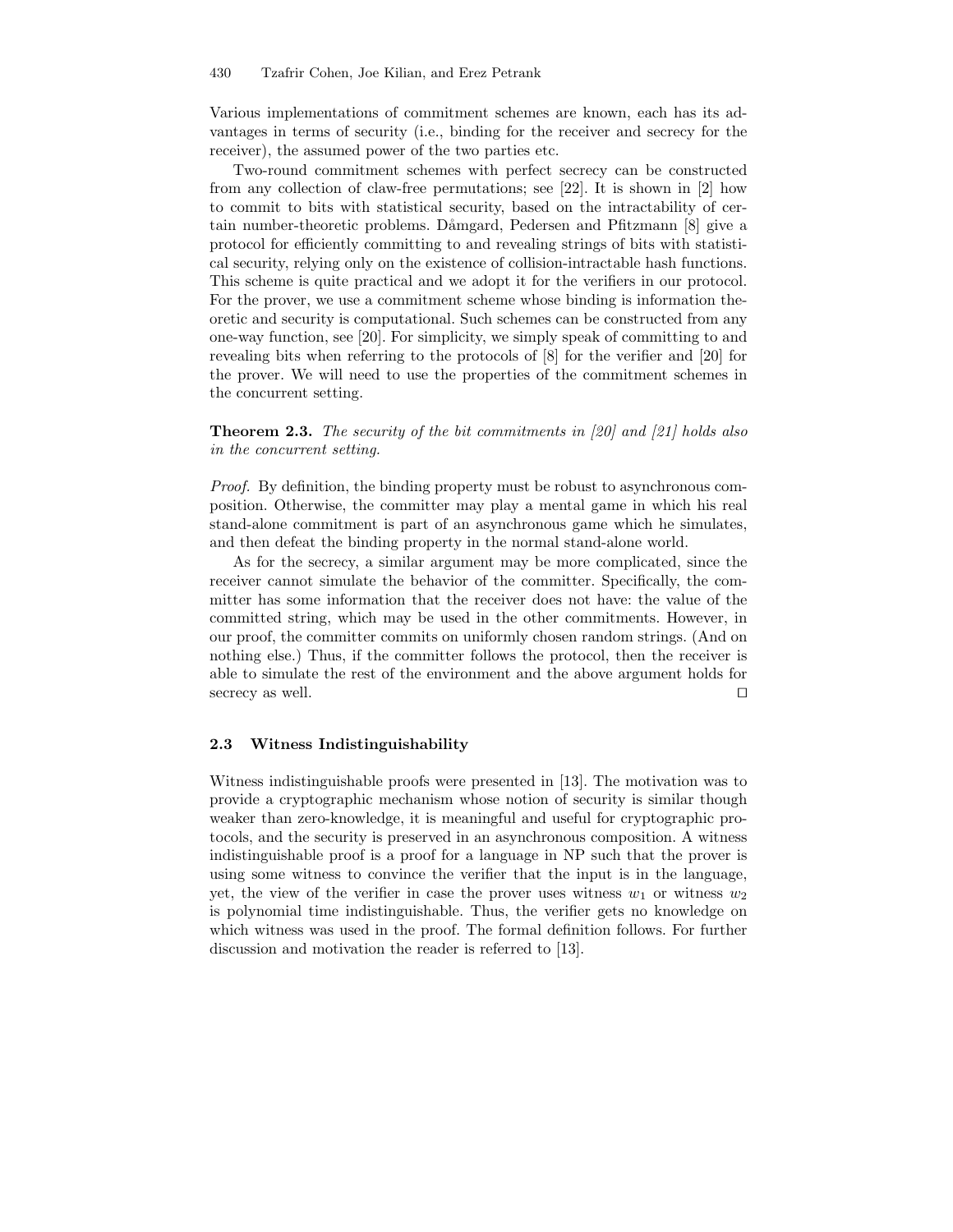Various implementations of commitment schemes are known, each has its advantages in terms of security (i.e., binding for the receiver and secrecy for the receiver), the assumed power of the two parties etc.

Two-round commitment schemes with perfect secrecy can be constructed from any collection of claw-free permutations; see [22]. It is shown in [2] how to commit to bits with statistical security, based on the intractability of certain number-theoretic problems. Dåmgard, Pedersen and Pfitzmann [8] give a protocol for efficiently committing to and revealing strings of bits with statistical security, relying only on the existence of collision-intractable hash functions. This scheme is quite practical and we adopt it for the verifiers in our protocol. For the prover, we use a commitment scheme whose binding is information theoretic and security is computational. Such schemes can be constructed from any one-way function, see [20]. For simplicity, we simply speak of committing to and revealing bits when referring to the protocols of [8] for the verifier and [20] for the prover. We will need to use the properties of the commitment schemes in the concurrent setting.

**Theorem 2.3.** *The security of the bit commitments in [20] and [21] holds also in the concurrent setting.*

*Proof.* By definition, the binding property must be robust to asynchronous composition. Otherwise, the committer may play a mental game in which his real stand-alone commitment is part of an asynchronous game which he simulates, and then defeat the binding property in the normal stand-alone world.

As for the secrecy, a similar argument may be more complicated, since the receiver cannot simulate the behavior of the committer. Specifically, the committer has some information that the receiver does not have: the value of the committed string, which may be used in the other commitments. However, in our proof, the committer commits on uniformly chosen random strings. (And on nothing else.) Thus, if the committer follows the protocol, then the receiver is able to simulate the rest of the environment and the above argument holds for secrecy as well. ◻

### 2.3 Witness Indistinguishability

Witness indistinguishable proofs were presented in [13]. The motivation was to provide a cryptographic mechanism whose notion of security is similar though weaker than zero-knowledge, it is meaningful and useful for cryptographic protocols, and the security is preserved in an asynchronous composition. A witness indistinguishable proof is a proof for a language in NP such that the prover is using some witness to convince the verifier that the input is in the language, yet, the view of the verifier in case the prover uses witness $w_1$ or witness $w_2$ is polynomial time indistinguishable. Thus, the verifier gets no knowledge on which witness was used in the proof. The formal definition follows. For further discussion and motivation the reader is referred to [13].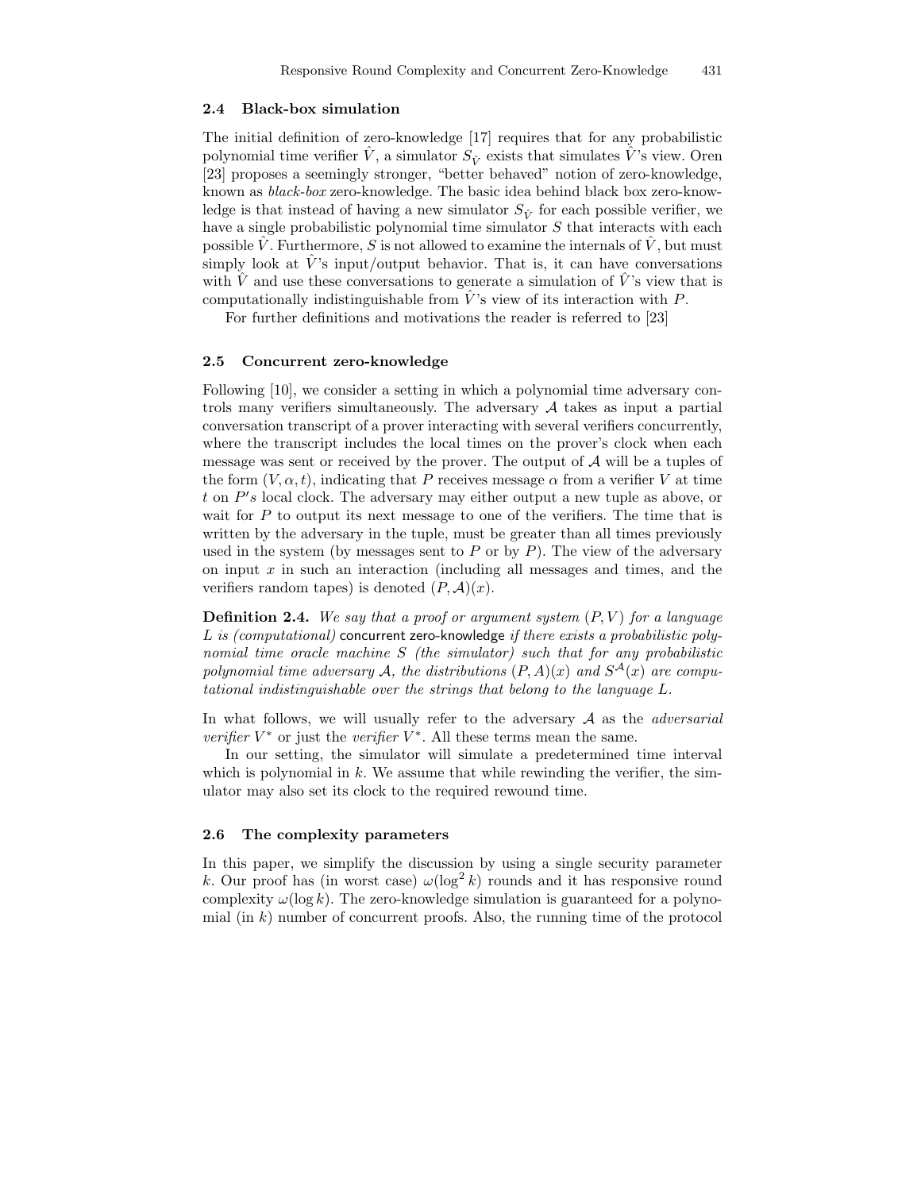### 2.4 Black-box simulation

The initial definition of zero-knowledge [17] requires that for any probabilistic polynomial time verifier $\hat{V}$, a simulator $S_{\hat{V}}$ exists that simulates $\hat{V}$'s view. Oren [23] proposes a seemingly stronger, "better behaved" notion of zero-knowledge, known as *black-box* zero-knowledge. The basic idea behind black box zero-knowledge is that instead of having a new simulator $S_{\hat{V}}$ for each possible verifier, we have a single probabilistic polynomial time simulator $S$ that interacts with each possible $\hat{V}$. Furthermore, $S$ is not allowed to examine the internals of $\hat{V}$, but must simply look at $\hat{V}$'s input/output behavior. That is, it can have conversations with $\hat{V}$ and use these conversations to generate a simulation of $\hat{V}$'s view that is computationally indistinguishable from $\hat{V}$'s view of its interaction with $P$.

For further definitions and motivations the reader is referred to [23]

### 2.5 Concurrent zero-knowledge

Following [10], we consider a setting in which a polynomial time adversary controls many verifiers simultaneously. The adversary $\mathcal{A}$ takes as input a partial conversation transcript of a prover interacting with several verifiers concurrently, where the transcript includes the local times on the prover's clock when each message was sent or received by the prover. The output of $\mathcal{A}$ will be a tuples of the form $(V, \alpha, t)$, indicating that $P$ receives message $\alpha$ from a verifier $V$ at time $t$ on $P's$ local clock. The adversary may either output a new tuple as above, or wait for $P$ to output its next message to one of the verifiers. The time that is written by the adversary in the tuple, must be greater than all times previously used in the system (by messages sent to $P$ or by $P$). The view of the adversary on input $x$ in such an interaction (including all messages and times, and the verifiers random tapes) is denoted $(P, \mathcal{A})(x)$.

**Definition 2.4.** *We say that a proof or argument system $(P, V)$ for a language $L$ is (computational)* concurrent zero-knowledge *if there exists a probabilistic polynomial time oracle machine $S$ (the simulator) such that for any probabilistic polynomial time adversary $\mathcal{A}$, the distributions $(P, A)(x)$ and $S^{\mathcal{A}}(x)$ are computational indistinguishable over the strings that belong to the language $L$.*

In what follows, we will usually refer to the adversary $\mathcal{A}$ as the *adversarial verifier* $V^*$ or just the *verifier* $V^*$. All these terms mean the same.

In our setting, the simulator will simulate a predetermined time interval which is polynomial in $k$. We assume that while rewinding the verifier, the simulator may also set its clock to the required rewound time.

### 2.6 The complexity parameters

In this paper, we simplify the discussion by using a single security parameter $k$. Our proof has (in worst case) $\omega(\log^2 k)$ rounds and it has responsive round complexity $\omega(\log k)$. The zero-knowledge simulation is guaranteed for a polynomial (in $k$) number of concurrent proofs. Also, the running time of the protocol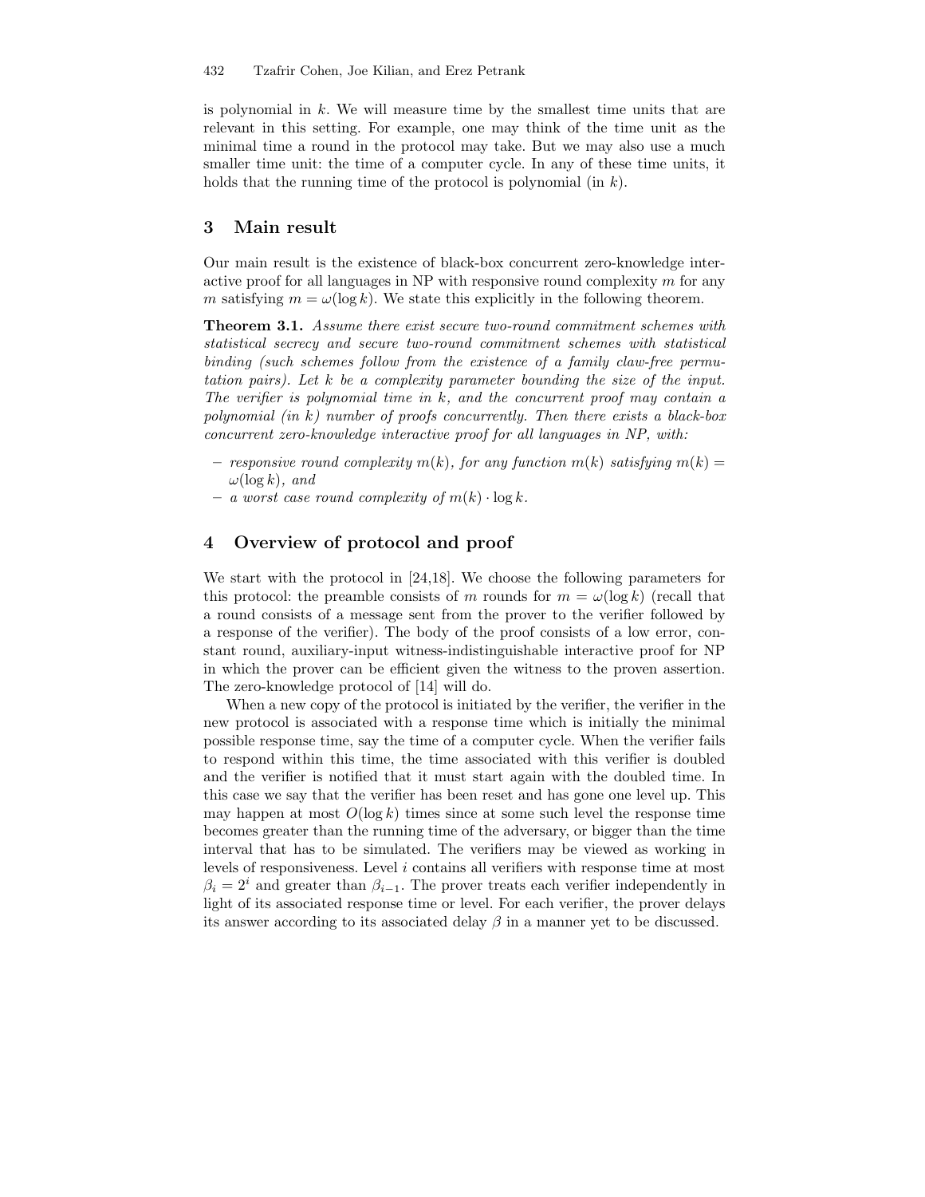is polynomial in $k$. We will measure time by the smallest time units that are relevant in this setting. For example, one may think of the time unit as the minimal time a round in the protocol may take. But we may also use a much smaller time unit: the time of a computer cycle. In any of these time units, it holds that the running time of the protocol is polynomial (in $k$).

## 3 Main result

Our main result is the existence of black-box concurrent zero-knowledge interactive proof for all languages in NP with responsive round complexity $m$ for any $m$ satisfying $m = \omega(\log k)$. We state this explicitly in the following theorem.

**Theorem 3.1.** *Assume there exist secure two-round commitment schemes with statistical secrecy and secure two-round commitment schemes with statistical binding (such schemes follow from the existence of a family claw-free permutation pairs). Let $k$ be a complexity parameter bounding the size of the input. The verifier is polynomial time in $k$, and the concurrent proof may contain a polynomial (in $k$) number of proofs concurrently. Then there exists a black-box concurrent zero-knowledge interactive proof for all languages in NP, with:*

- *responsive round complexity $m(k)$, for any function $m(k)$ satisfying $m(k) = \omega(\log k)$, and*
- *a worst case round complexity of $m(k) \cdot \log k$.*

## 4 Overview of protocol and proof

We start with the protocol in [24,18]. We choose the following parameters for this protocol: the preamble consists of $m$ rounds for $m = \omega(\log k)$ (recall that a round consists of a message sent from the prover to the verifier followed by a response of the verifier). The body of the proof consists of a low error, constant round, auxiliary-input witness-indistinguishable interactive proof for NP in which the prover can be efficient given the witness to the proven assertion. The zero-knowledge protocol of [14] will do.

When a new copy of the protocol is initiated by the verifier, the verifier in the new protocol is associated with a response time which is initially the minimal possible response time, say the time of a computer cycle. When the verifier fails to respond within this time, the time associated with this verifier is doubled and the verifier is notified that it must start again with the doubled time. In this case we say that the verifier has been reset and has gone one level up. This may happen at most $O(\log k)$ times since at some such level the response time becomes greater than the running time of the adversary, or bigger than the time interval that has to be simulated. The verifiers may be viewed as working in levels of responsiveness. Level $i$ contains all verifiers with response time at most $\beta_i = 2^i$ and greater than $\beta_{i-1}$. The prover treats each verifier independently in light of its associated response time or level. For each verifier, the prover delays its answer according to its associated delay $\beta$ in a manner yet to be discussed.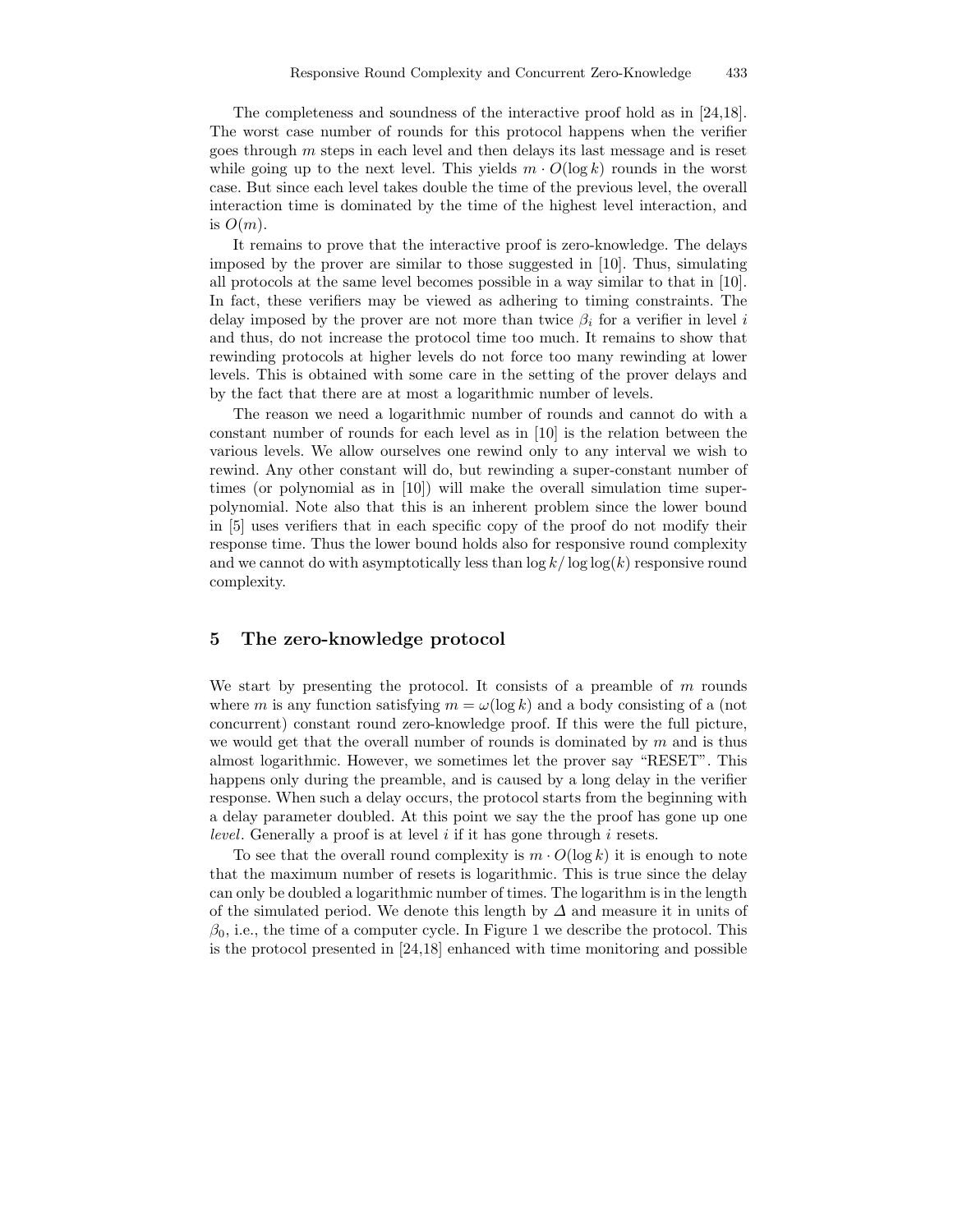The completeness and soundness of the interactive proof hold as in [24,18]. The worst case number of rounds for this protocol happens when the verifier goes through $m$ steps in each level and then delays its last message and is reset while going up to the next level. This yields $m \cdot O(\log k)$ rounds in the worst case. But since each level takes double the time of the previous level, the overall interaction time is dominated by the time of the highest level interaction, and is $O(m)$.

It remains to prove that the interactive proof is zero-knowledge. The delays imposed by the prover are similar to those suggested in [10]. Thus, simulating all protocols at the same level becomes possible in a way similar to that in [10]. In fact, these verifiers may be viewed as adhering to timing constraints. The delay imposed by the prover are not more than twice $\beta_i$ for a verifier in level $i$ and thus, do not increase the protocol time too much. It remains to show that rewinding protocols at higher levels do not force too many rewinding at lower levels. This is obtained with some care in the setting of the prover delays and by the fact that there are at most a logarithmic number of levels.

The reason we need a logarithmic number of rounds and cannot do with a constant number of rounds for each level as in [10] is the relation between the various levels. We allow ourselves one rewind only to any interval we wish to rewind. Any other constant will do, but rewinding a super-constant number of times (or polynomial as in [10]) will make the overall simulation time super-polynomial. Note also that this is an inherent problem since the lower bound in [5] uses verifiers that in each specific copy of the proof do not modify their response time. Thus the lower bound holds also for responsive round complexity and we cannot do with asymptotically less than $\log k / \log\log(k)$ responsive round complexity.

## 5 The zero-knowledge protocol

We start by presenting the protocol. It consists of a preamble of $m$ rounds where $m$ is any function satisfying $m = \omega(\log k)$ and a body consisting of a (not concurrent) constant round zero-knowledge proof. If this were the full picture, we would get that the overall number of rounds is dominated by $m$ and is thus almost logarithmic. However, we sometimes let the prover say "RESET". This happens only during the preamble, and is caused by a long delay in the verifier response. When such a delay occurs, the protocol starts from the beginning with a delay parameter doubled. At this point we say the the proof has gone up one *level*. Generally a proof is at level $i$ if it has gone through $i$ resets.

To see that the overall round complexity is $m \cdot O(\log k)$ it is enough to note that the maximum number of resets is logarithmic. This is true since the delay can only be doubled a logarithmic number of times. The logarithm is in the length of the simulated period. We denote this length by $\Delta$ and measure it in units of $\beta_0$, i.e., the time of a computer cycle. In Figure 1 we describe the protocol. This is the protocol presented in [24,18] enhanced with time monitoring and possible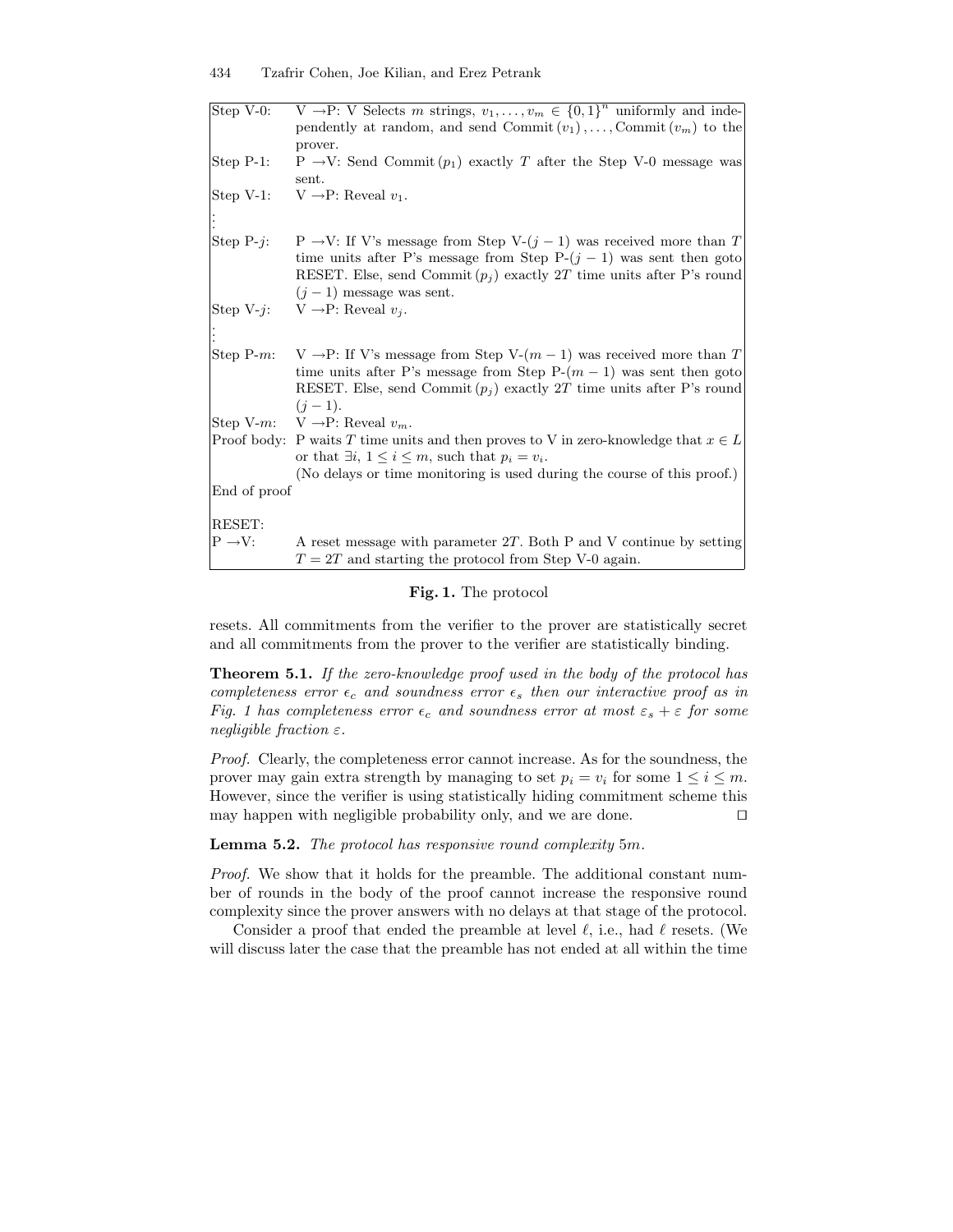| | |
|---|---|
| Step V-0: | V $\rightarrow$P: V Selects $m$ strings, $v_1, \ldots, v_m \in \{0,1\}^n$ uniformly and independently at random, and send Commit $(v_1), \ldots$, Commit $(v_m)$ to the prover. |
| Step P-1: | P $\rightarrow$V: Send Commit $(p_1)$ exactly $T$ after the Step V-0 message was sent. |
| Step V-1: | V $\rightarrow$P: Reveal $v_1$. |
| ⋮ | |
| Step P-$j$: | P $\rightarrow$V: If V's message from Step V-$(j-1)$ was received more than $T$ time units after P's message from Step P-$(j-1)$ was sent then goto RESET. Else, send Commit $(p_j)$ exactly $2T$ time units after P's round $(j-1)$ message was sent. |
| Step V-$j$: | V $\rightarrow$P: Reveal $v_j$. |
| ⋮ | |
| Step P-$m$: | V $\rightarrow$P: If V's message from Step V-$(m-1)$ was received more than $T$ time units after P's message from Step P-$(m-1)$ was sent then goto RESET. Else, send Commit $(p_j)$ exactly $2T$ time units after P's round $(j-1)$. |
| Step V-$m$: | V $\rightarrow$P: Reveal $v_m$. |
| Proof body: | P waits $T$ time units and then proves to V in zero-knowledge that $x \in L$ or that $\exists i,\ 1 \le i \le m$, such that $p_i = v_i$. (No delays or time monitoring is used during the course of this proof.) |
| End of proof | |
| RESET: | |
| P $\rightarrow$V: | A reset message with parameter $2T$. Both P and V continue by setting $T = 2T$ and starting the protocol from Step V-0 again. |

**Fig. 1.** The protocol

resets. All commitments from the verifier to the prover are statistically secret and all commitments from the prover to the verifier are statistically binding.

**Theorem 5.1.** *If the zero-knowledge proof used in the body of the protocol has completeness error $\epsilon_c$ and soundness error $\epsilon_s$ then our interactive proof as in Fig. 1 has completeness error $\epsilon_c$ and soundness error at most $\varepsilon_s + \varepsilon$ for some negligible fraction $\varepsilon$.*

*Proof.* Clearly, the completeness error cannot increase. As for the soundness, the prover may gain extra strength by managing to set $p_i = v_i$ for some $1 \le i \le m$. However, since the verifier is using statistically hiding commitment scheme this may happen with negligible probability only, and we are done. ◻

**Lemma 5.2.** *The protocol has responsive round complexity $5m$.*

*Proof.* We show that it holds for the preamble. The additional constant number of rounds in the body of the proof cannot increase the responsive round complexity since the prover answers with no delays at that stage of the protocol.

Consider a proof that ended the preamble at level $\ell$, i.e., had $\ell$ resets. (We will discuss later the case that the preamble has not ended at all within the time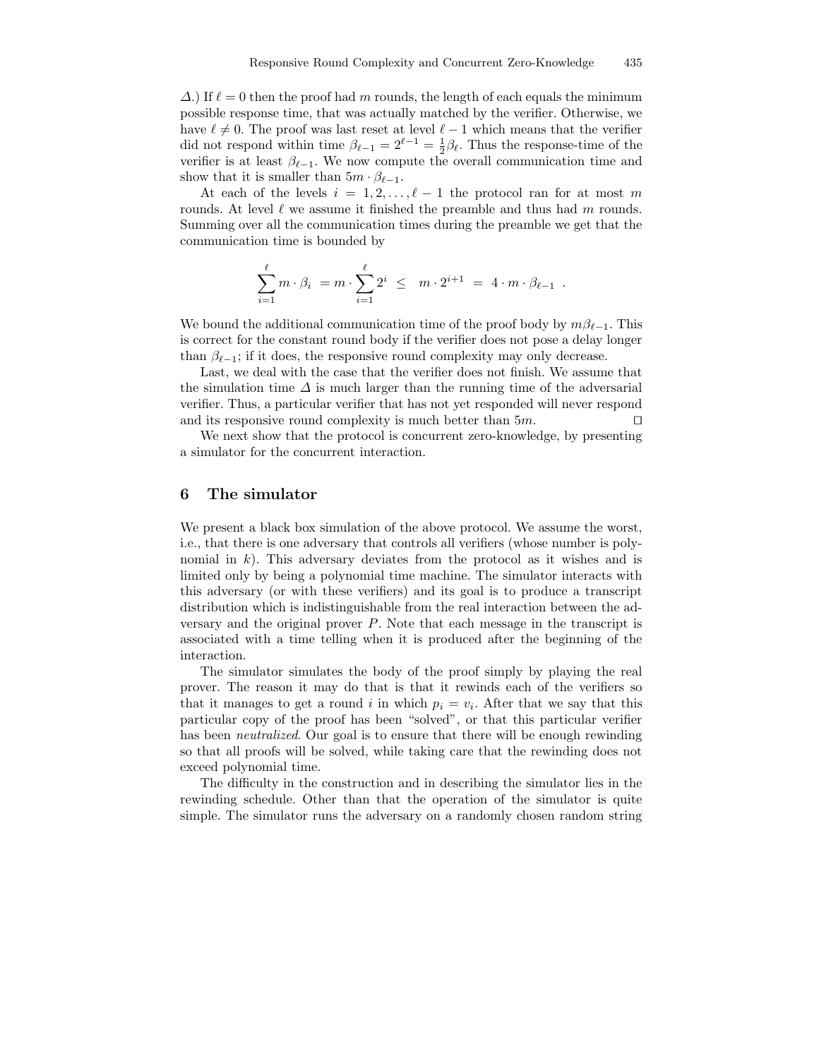$\Delta$.) If $\ell = 0$ then the proof had $m$ rounds, the length of each equals the minimum possible response time, that was actually matched by the verifier. Otherwise, we have $\ell \neq 0$. The proof was last reset at level $\ell - 1$ which means that the verifier did not respond within time $\beta_{\ell-1} = 2^{\ell-1} = \frac{1}{2}\beta_\ell$. Thus the response-time of the verifier is at least $\beta_{\ell-1}$. We now compute the overall communication time and show that it is smaller than $5m \cdot \beta_{\ell-1}$.

At each of the levels $i = 1, 2, \ldots, \ell - 1$ the protocol ran for at most $m$ rounds. At level $\ell$ we assume it finished the preamble and thus had $m$ rounds. Summing over all the communication times during the preamble we get that the communication time is bounded by

$$\sum_{i=1}^{\ell} m \cdot \beta_i \;= m \cdot \sum_{i=1}^{\ell} 2^i \;\leq\; m \cdot 2^{i+1} \;=\; 4 \cdot m \cdot \beta_{\ell-1} \;.$$

We bound the additional communication time of the proof body by $m\beta_{\ell-1}$. This is correct for the constant round body if the verifier does not pose a delay longer than $\beta_{\ell-1}$; if it does, the responsive round complexity may only decrease.

Last, we deal with the case that the verifier does not finish. We assume that the simulation time $\Delta$ is much larger than the running time of the adversarial verifier. Thus, a particular verifier that has not yet responded will never respond and its responsive round complexity is much better than $5m$. ◻

We next show that the protocol is concurrent zero-knowledge, by presenting a simulator for the concurrent interaction.

## 6 The simulator

We present a black box simulation of the above protocol. We assume the worst, i.e., that there is one adversary that controls all verifiers (whose number is polynomial in $k$). This adversary deviates from the protocol as it wishes and is limited only by being a polynomial time machine. The simulator interacts with this adversary (or with these verifiers) and its goal is to produce a transcript distribution which is indistinguishable from the real interaction between the adversary and the original prover $P$. Note that each message in the transcript is associated with a time telling when it is produced after the beginning of the interaction.

The simulator simulates the body of the proof simply by playing the real prover. The reason it may do that is that it rewinds each of the verifiers so that it manages to get a round $i$ in which $p_i = v_i$. After that we say that this particular copy of the proof has been "solved", or that this particular verifier has been *neutralized*. Our goal is to ensure that there will be enough rewinding so that all proofs will be solved, while taking care that the rewinding does not exceed polynomial time.

The difficulty in the construction and in describing the simulator lies in the rewinding schedule. Other than that the operation of the simulator is quite simple. The simulator runs the adversary on a randomly chosen random string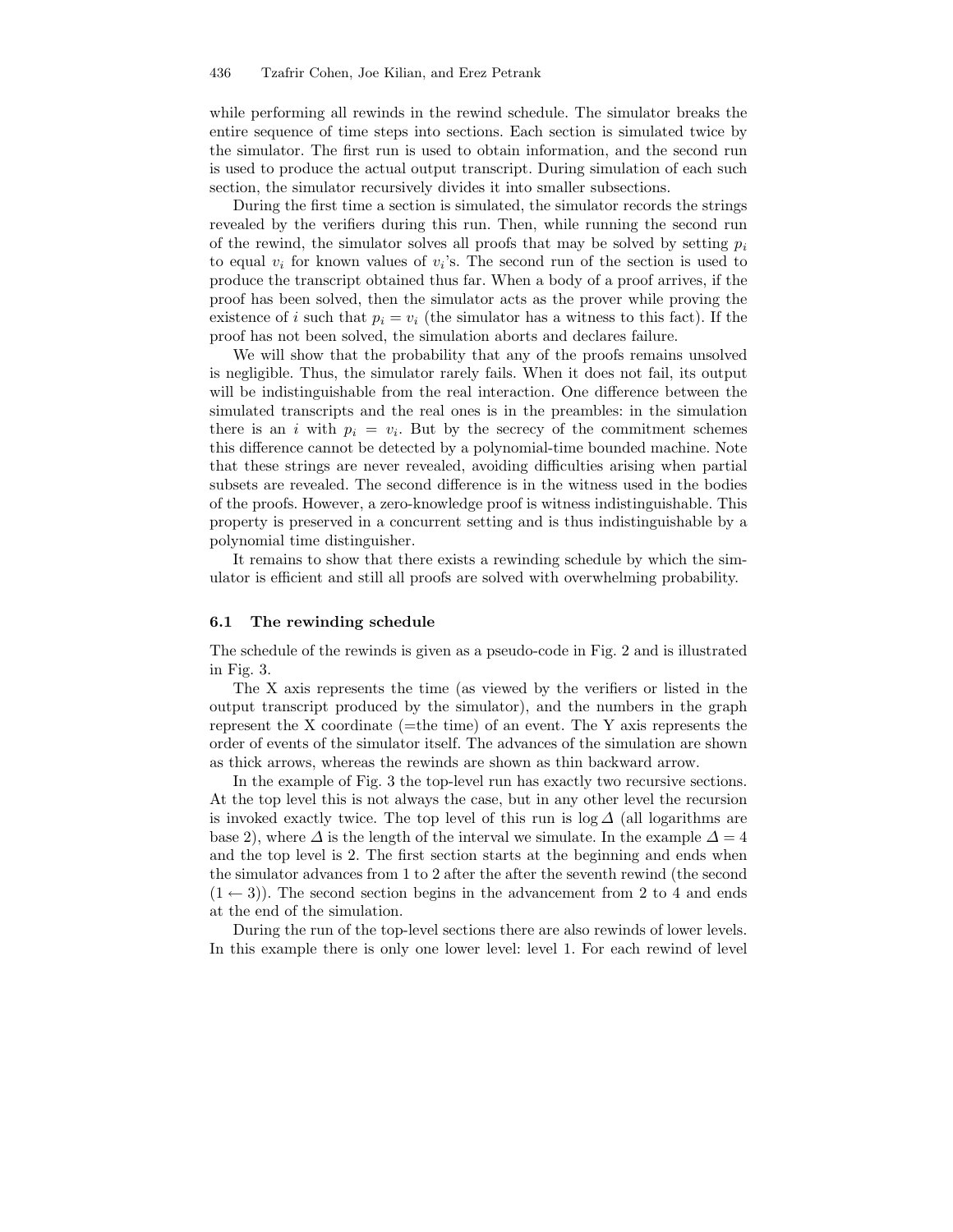while performing all rewinds in the rewind schedule. The simulator breaks the entire sequence of time steps into sections. Each section is simulated twice by the simulator. The first run is used to obtain information, and the second run is used to produce the actual output transcript. During simulation of each such section, the simulator recursively divides it into smaller subsections.

During the first time a section is simulated, the simulator records the strings revealed by the verifiers during this run. Then, while running the second run of the rewind, the simulator solves all proofs that may be solved by setting $p_i$ to equal $v_i$ for known values of $v_i$'s. The second run of the section is used to produce the transcript obtained thus far. When a body of a proof arrives, if the proof has been solved, then the simulator acts as the prover while proving the existence of $i$ such that $p_i = v_i$ (the simulator has a witness to this fact). If the proof has not been solved, the simulation aborts and declares failure.

We will show that the probability that any of the proofs remains unsolved is negligible. Thus, the simulator rarely fails. When it does not fail, its output will be indistinguishable from the real interaction. One difference between the simulated transcripts and the real ones is in the preambles: in the simulation there is an $i$ with $p_i = v_i$. But by the secrecy of the commitment schemes this difference cannot be detected by a polynomial-time bounded machine. Note that these strings are never revealed, avoiding difficulties arising when partial subsets are revealed. The second difference is in the witness used in the bodies of the proofs. However, a zero-knowledge proof is witness indistinguishable. This property is preserved in a concurrent setting and is thus indistinguishable by a polynomial time distinguisher.

It remains to show that there exists a rewinding schedule by which the simulator is efficient and still all proofs are solved with overwhelming probability.

### 6.1 The rewinding schedule

The schedule of the rewinds is given as a pseudo-code in Fig. 2 and is illustrated in Fig. 3.

The X axis represents the time (as viewed by the verifiers or listed in the output transcript produced by the simulator), and the numbers in the graph represent the X coordinate (=the time) of an event. The Y axis represents the order of events of the simulator itself. The advances of the simulation are shown as thick arrows, whereas the rewinds are shown as thin backward arrow.

In the example of Fig. 3 the top-level run has exactly two recursive sections. At the top level this is not always the case, but in any other level the recursion is invoked exactly twice. The top level of this run is $\log \Delta$ (all logarithms are base 2), where $\Delta$ is the length of the interval we simulate. In the example $\Delta = 4$ and the top level is 2. The first section starts at the beginning and ends when the simulator advances from 1 to 2 after the after the seventh rewind (the second $(1 \leftarrow 3)$). The second section begins in the advancement from 2 to 4 and ends at the end of the simulation.

During the run of the top-level sections there are also rewinds of lower levels. In this example there is only one lower level: level 1. For each rewind of level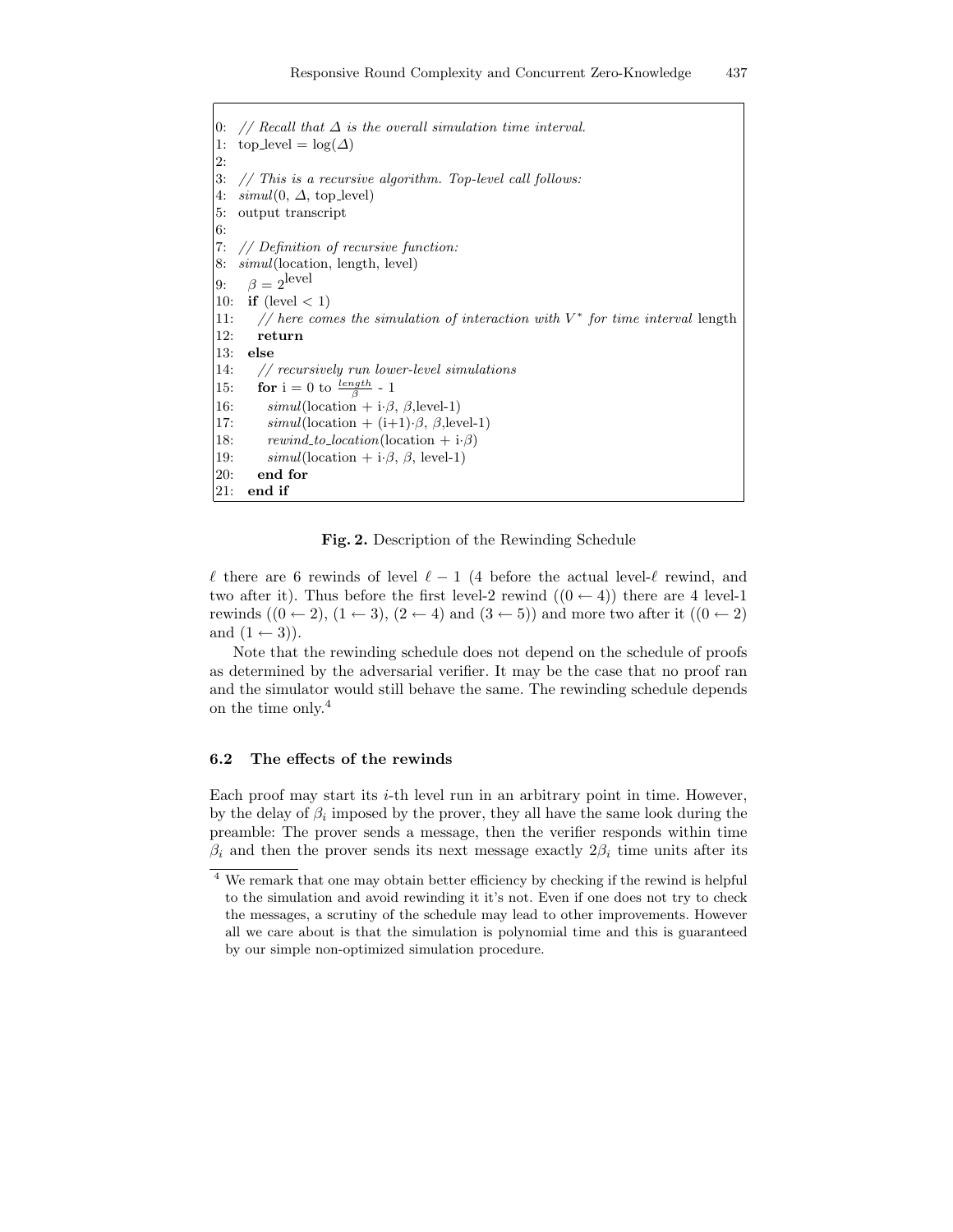```
0:  // Recall that Δ is the overall simulation time interval.
1:  top_level = log(Δ)
2:
3:  // This is a recursive algorithm. Top-level call follows:
4:  simul(0, Δ, top_level)
5:  output transcript
6:
7:  // Definition of recursive function:
8:  simul(location, length, level)
9:    β = 2^level
10:   if (level < 1)
11:     // here comes the simulation of interaction with V* for time interval length
12:     return
13:   else
14:     // recursively run lower-level simulations
15:     for i = 0 to length/β - 1
16:       simul(location + i·β, β,level-1)
17:       simul(location + (i+1)·β, β,level-1)
18:       rewind_to_location(location + i·β)
19:       simul(location + i·β, β, level-1)
20:     end for
21:   end if
```

**Fig. 2.** Description of the Rewinding Schedule

$\ell$ there are 6 rewinds of level $\ell - 1$ (4 before the actual level-$\ell$ rewind, and two after it). Thus before the first level-2 rewind ($(0 \leftarrow 4)$) there are 4 level-1 rewinds ($(0 \leftarrow 2)$, $(1 \leftarrow 3)$, $(2 \leftarrow 4)$ and $(3 \leftarrow 5)$) and more two after it ($(0 \leftarrow 2)$ and $(1 \leftarrow 3)$).

Note that the rewinding schedule does not depend on the schedule of proofs as determined by the adversarial verifier. It may be the case that no proof ran and the simulator would still behave the same. The rewinding schedule depends on the time only.[4]

### 6.2 The effects of the rewinds

Each proof may start its $i$-th level run in an arbitrary point in time. However, by the delay of $\beta_i$ imposed by the prover, they all have the same look during the preamble: The prover sends a message, then the verifier responds within time $\beta_i$ and then the prover sends its next message exactly $2\beta_i$ time units after its

[4] We remark that one may obtain better efficiency by checking if the rewind is helpful to the simulation and avoid rewinding it it's not. Even if one does not try to check the messages, a scrutiny of the schedule may lead to other improvements. However all we care about is that the simulation is polynomial time and this is guaranteed by our simple non-optimized simulation procedure.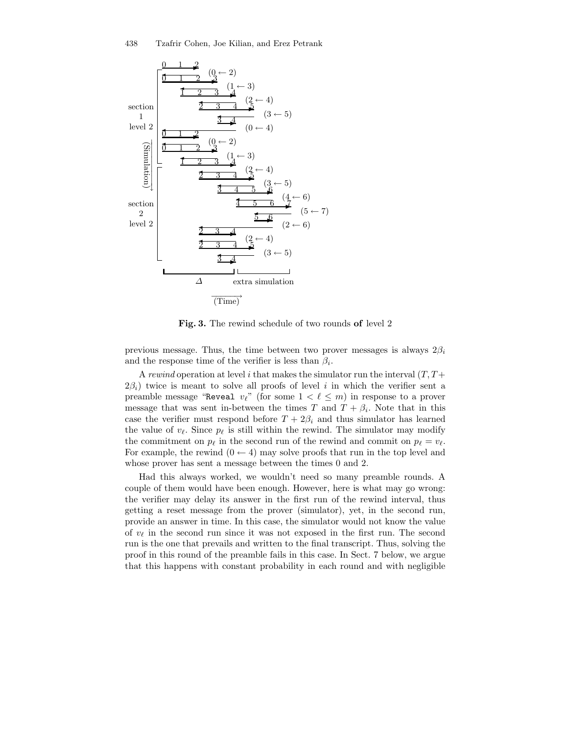**Fig. 3.** The rewind schedule of two rounds **of** level 2

previous message. Thus, the time between two prover messages is always $2\beta_i$ and the response time of the verifier is less than $\beta_i$.

A *rewind* operation at level $i$ that makes the simulator run the interval $(T, T+2\beta_i)$ twice is meant to solve all proofs of level $i$ in which the verifier sent a preamble message "Reveal $v_\ell$" (for some $1 < \ell \leq m$) in response to a prover message that was sent in-between the times $T$ and $T + \beta_i$. Note that in this case the verifier must respond before $T + 2\beta_i$ and thus simulator has learned the value of $v_\ell$. Since $p_\ell$ is still within the rewind. The simulator may modify the commitment on $p_\ell$ in the second run of the rewind and commit on $p_\ell = v_\ell$. For example, the rewind $(0 \leftarrow 4)$ may solve proofs that run in the top level and whose prover has sent a message between the times 0 and 2.

Had this always worked, we wouldn't need so many preamble rounds. A couple of them would have been enough. However, here is what may go wrong: the verifier may delay its answer in the first run of the rewind interval, thus getting a reset message from the prover (simulator), yet, in the second run, provide an answer in time. In this case, the simulator would not know the value of $v_\ell$ in the second run since it was not exposed in the first run. The second run is the one that prevails and written to the final transcript. Thus, solving the proof in this round of the preamble fails in this case. In Sect. 7 below, we argue that this happens with constant probability in each round and with negligible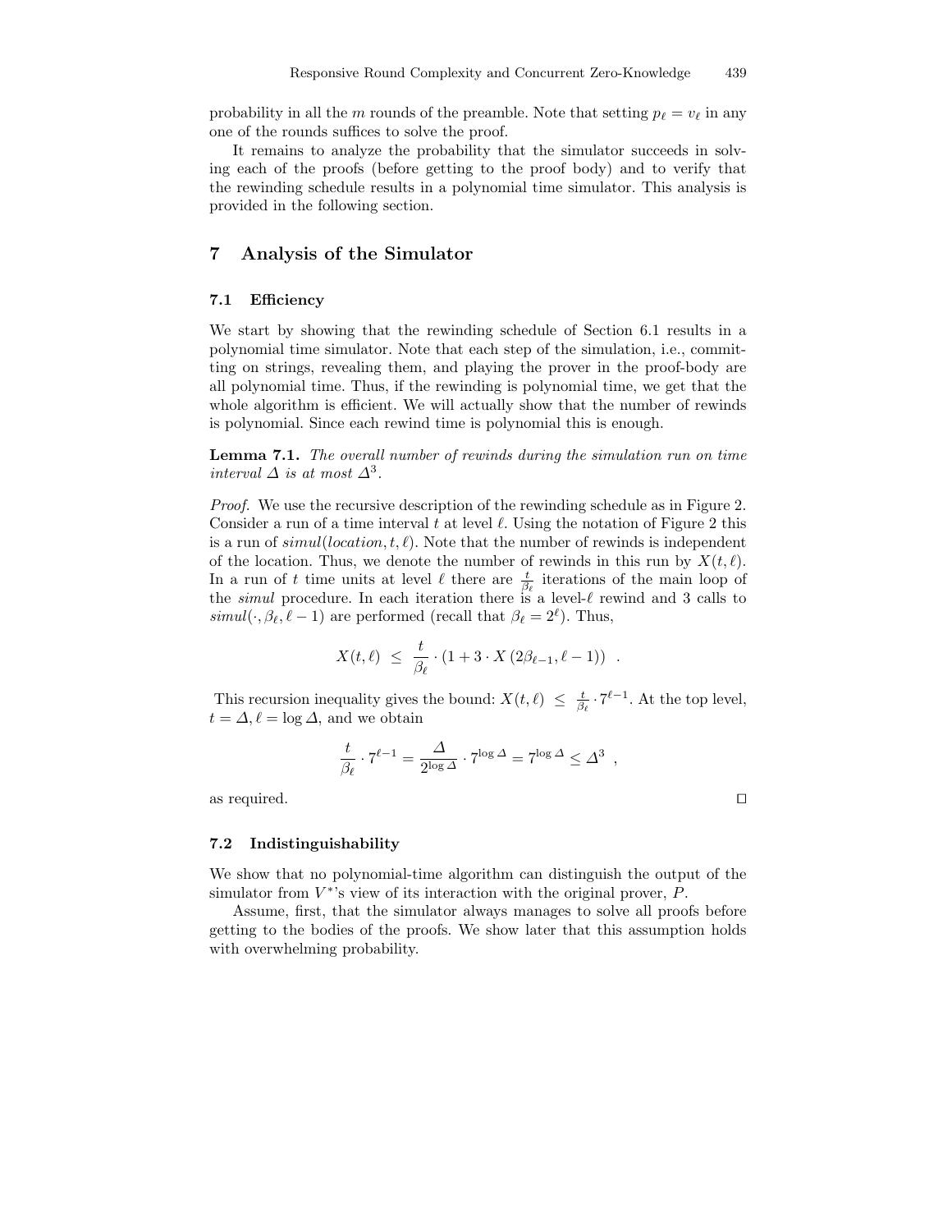probability in all the $m$ rounds of the preamble. Note that setting $p_\ell = v_\ell$ in any one of the rounds suffices to solve the proof.

It remains to analyze the probability that the simulator succeeds in solving each of the proofs (before getting to the proof body) and to verify that the rewinding schedule results in a polynomial time simulator. This analysis is provided in the following section.

## 7 Analysis of the Simulator

### 7.1 Efficiency

We start by showing that the rewinding schedule of Section 6.1 results in a polynomial time simulator. Note that each step of the simulation, i.e., committing on strings, revealing them, and playing the prover in the proof-body are all polynomial time. Thus, if the rewinding is polynomial time, we get that the whole algorithm is efficient. We will actually show that the number of rewinds is polynomial. Since each rewind time is polynomial this is enough.

**Lemma 7.1.** *The overall number of rewinds during the simulation run on time interval $\Delta$ is at most $\Delta^3$.*

*Proof.* We use the recursive description of the rewinding schedule as in Figure 2. Consider a run of a time interval $t$ at level $\ell$. Using the notation of Figure 2 this is a run of $simul(location, t, \ell)$. Note that the number of rewinds is independent of the location. Thus, we denote the number of rewinds in this run by $X(t, \ell)$. In a run of $t$ time units at level $\ell$ there are $\frac{t}{\beta_\ell}$ iterations of the main loop of the *simul* procedure. In each iteration there is a level-$\ell$ rewind and 3 calls to $simul(\cdot, \beta_\ell, \ell - 1)$ are performed (recall that $\beta_\ell = 2^\ell$). Thus,

$$X(t, \ell) \leq \frac{t}{\beta_\ell} \cdot (1 + 3 \cdot X(2\beta_{\ell-1}, \ell - 1)) \quad .$$

This recursion inequality gives the bound: $X(t, \ell) \leq \frac{t}{\beta_\ell} \cdot 7^{\ell-1}$. At the top level, $t = \Delta, \ell = \log \Delta$, and we obtain

$$\frac{t}{\beta_\ell} \cdot 7^{\ell-1} = \frac{\Delta}{2^{\log \Delta}} \cdot 7^{\log \Delta} = 7^{\log \Delta} \leq \Delta^3 \quad ,$$

as required. $\square$

### 7.2 Indistinguishability

We show that no polynomial-time algorithm can distinguish the output of the simulator from $V^*$'s view of its interaction with the original prover, $P$.

Assume, first, that the simulator always manages to solve all proofs before getting to the bodies of the proofs. We show later that this assumption holds with overwhelming probability.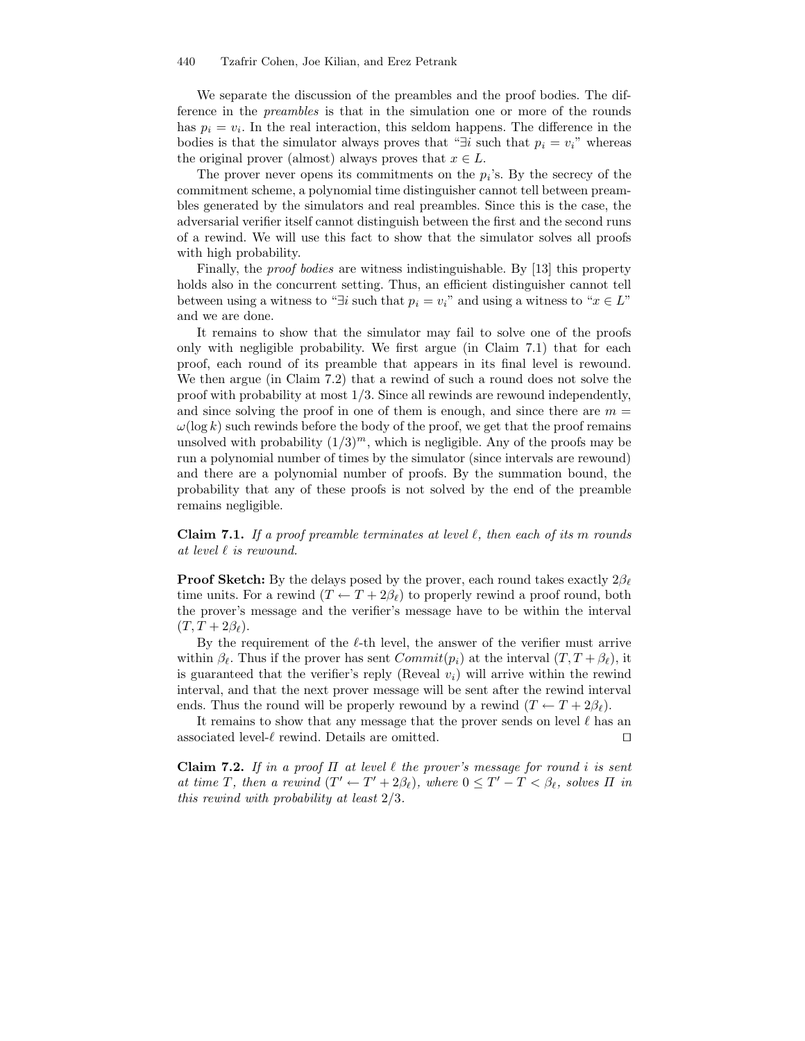We separate the discussion of the preambles and the proof bodies. The difference in the *preambles* is that in the simulation one or more of the rounds has $p_i = v_i$. In the real interaction, this seldom happens. The difference in the bodies is that the simulator always proves that "$\exists i$ such that $p_i = v_i$" whereas the original prover (almost) always proves that $x \in L$.

The prover never opens its commitments on the $p_i$'s. By the secrecy of the commitment scheme, a polynomial time distinguisher cannot tell between preambles generated by the simulators and real preambles. Since this is the case, the adversarial verifier itself cannot distinguish between the first and the second runs of a rewind. We will use this fact to show that the simulator solves all proofs with high probability.

Finally, the *proof bodies* are witness indistinguishable. By [13] this property holds also in the concurrent setting. Thus, an efficient distinguisher cannot tell between using a witness to "$\exists i$ such that $p_i = v_i$" and using a witness to "$x \in L$" and we are done.

It remains to show that the simulator may fail to solve one of the proofs only with negligible probability. We first argue (in Claim 7.1) that for each proof, each round of its preamble that appears in its final level is rewound. We then argue (in Claim 7.2) that a rewind of such a round does not solve the proof with probability at most 1/3. Since all rewinds are rewound independently, and since solving the proof in one of them is enough, and since there are $m = \omega(\log k)$ such rewinds before the body of the proof, we get that the proof remains unsolved with probability $(1/3)^m$, which is negligible. Any of the proofs may be run a polynomial number of times by the simulator (since intervals are rewound) and there are a polynomial number of proofs. By the summation bound, the probability that any of these proofs is not solved by the end of the preamble remains negligible.

**Claim 7.1.** *If a proof preamble terminates at level $\ell$, then each of its $m$ rounds at level $\ell$ is rewound.*

**Proof Sketch:** By the delays posed by the prover, each round takes exactly $2\beta_\ell$ time units. For a rewind $(T \leftarrow T + 2\beta_\ell)$ to properly rewind a proof round, both the prover's message and the verifier's message have to be within the interval $(T, T + 2\beta_\ell)$.

By the requirement of the $\ell$-th level, the answer of the verifier must arrive within $\beta_\ell$. Thus if the prover has sent $Commit(p_i)$ at the interval $(T, T + \beta_\ell)$, it is guaranteed that the verifier's reply (Reveal $v_i$) will arrive within the rewind interval, and that the next prover message will be sent after the rewind interval ends. Thus the round will be properly rewound by a rewind $(T \leftarrow T + 2\beta_\ell)$.

It remains to show that any message that the prover sends on level $\ell$ has an associated level-$\ell$ rewind. Details are omitted. ◻

**Claim 7.2.** *If in a proof $\Pi$ at level $\ell$ the prover's message for round $i$ is sent at time $T$, then a rewind $(T' \leftarrow T' + 2\beta_\ell)$, where $0 \leq T' - T < \beta_\ell$, solves $\Pi$ in this rewind with probability at least 2/3.*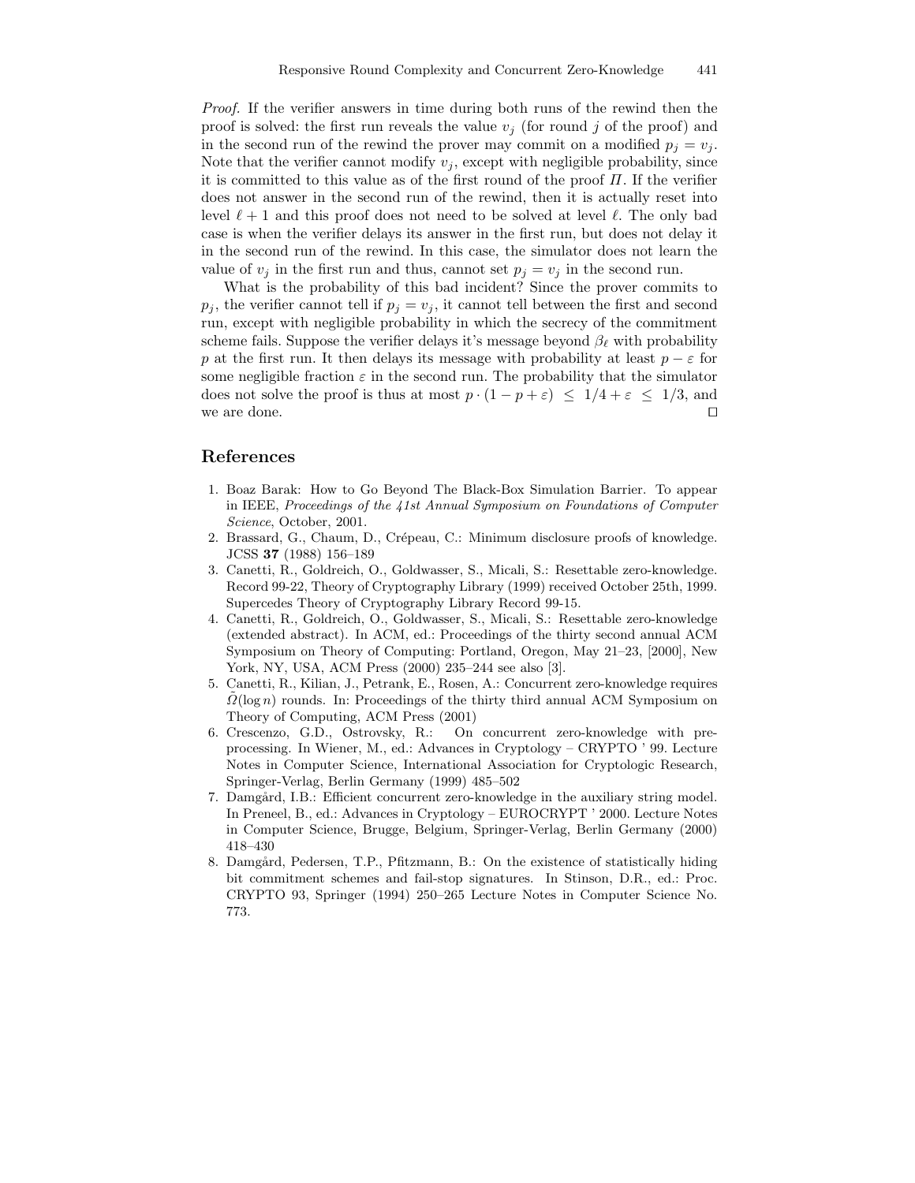*Proof.* If the verifier answers in time during both runs of the rewind then the proof is solved: the first run reveals the value $v_j$ (for round $j$ of the proof) and in the second run of the rewind the prover may commit on a modified $p_j = v_j$. Note that the verifier cannot modify $v_j$, except with negligible probability, since it is committed to this value as of the first round of the proof $\Pi$. If the verifier does not answer in the second run of the rewind, then it is actually reset into level $\ell + 1$ and this proof does not need to be solved at level $\ell$. The only bad case is when the verifier delays its answer in the first run, but does not delay it in the second run of the rewind. In this case, the simulator does not learn the value of $v_j$ in the first run and thus, cannot set $p_j = v_j$ in the second run.

What is the probability of this bad incident? Since the prover commits to $p_j$, the verifier cannot tell if $p_j = v_j$, it cannot tell between the first and second run, except with negligible probability in which the secrecy of the commitment scheme fails. Suppose the verifier delays it's message beyond $\beta_\ell$ with probability $p$ at the first run. It then delays its message with probability at least $p - \varepsilon$ for some negligible fraction $\varepsilon$ in the second run. The probability that the simulator does not solve the proof is thus at most $p \cdot (1 - p + \varepsilon) \;\leq\; 1/4 + \varepsilon \;\leq\; 1/3$, and we are done. □

## References

1. Boaz Barak: How to Go Beyond The Black-Box Simulation Barrier. To appear in IEEE, *Proceedings of the 41st Annual Symposium on Foundations of Computer Science*, October, 2001.
2. Brassard, G., Chaum, D., Crépeau, C.: Minimum disclosure proofs of knowledge. JCSS **37** (1988) 156–189
3. Canetti, R., Goldreich, O., Goldwasser, S., Micali, S.: Resettable zero-knowledge. Record 99-22, Theory of Cryptography Library (1999) received October 25th, 1999. Supercedes Theory of Cryptography Library Record 99-15.
4. Canetti, R., Goldreich, O., Goldwasser, S., Micali, S.: Resettable zero-knowledge (extended abstract). In ACM, ed.: Proceedings of the thirty second annual ACM Symposium on Theory of Computing: Portland, Oregon, May 21–23, [2000], New York, NY, USA, ACM Press (2000) 235–244 see also [3].
5. Canetti, R., Kilian, J., Petrank, E., Rosen, A.: Concurrent zero-knowledge requires $\tilde{\Omega}(\log n)$ rounds. In: Proceedings of the thirty third annual ACM Symposium on Theory of Computing, ACM Press (2001)
6. Crescenzo, G.D., Ostrovsky, R.: On concurrent zero-knowledge with pre-processing. In Wiener, M., ed.: Advances in Cryptology – CRYPTO ' 99. Lecture Notes in Computer Science, International Association for Cryptologic Research, Springer-Verlag, Berlin Germany (1999) 485–502
7. Damgård, I.B.: Efficient concurrent zero-knowledge in the auxiliary string model. In Preneel, B., ed.: Advances in Cryptology – EUROCRYPT ' 2000. Lecture Notes in Computer Science, Brugge, Belgium, Springer-Verlag, Berlin Germany (2000) 418–430
8. Damgård, Pedersen, T.P., Pfitzmann, B.: On the existence of statistically hiding bit commitment schemes and fail-stop signatures. In Stinson, D.R., ed.: Proc. CRYPTO 93, Springer (1994) 250–265 Lecture Notes in Computer Science No. 773.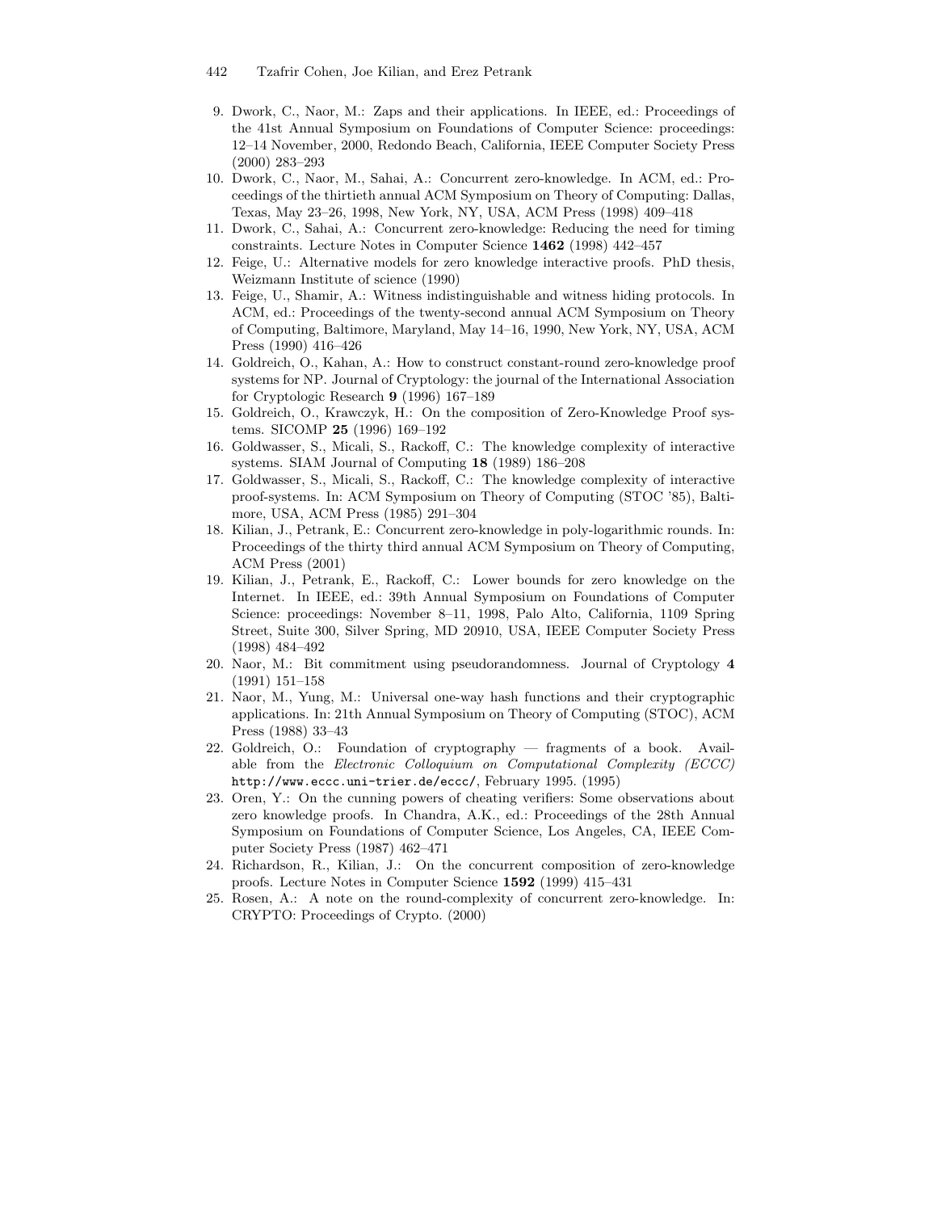9. Dwork, C., Naor, M.: Zaps and their applications. In IEEE, ed.: Proceedings of the 41st Annual Symposium on Foundations of Computer Science: proceedings: 12–14 November, 2000, Redondo Beach, California, IEEE Computer Society Press (2000) 283–293
10. Dwork, C., Naor, M., Sahai, A.: Concurrent zero-knowledge. In ACM, ed.: Proceedings of the thirtieth annual ACM Symposium on Theory of Computing: Dallas, Texas, May 23–26, 1998, New York, NY, USA, ACM Press (1998) 409–418
11. Dwork, C., Sahai, A.: Concurrent zero-knowledge: Reducing the need for timing constraints. Lecture Notes in Computer Science **1462** (1998) 442–457
12. Feige, U.: Alternative models for zero knowledge interactive proofs. PhD thesis, Weizmann Institute of science (1990)
13. Feige, U., Shamir, A.: Witness indistinguishable and witness hiding protocols. In ACM, ed.: Proceedings of the twenty-second annual ACM Symposium on Theory of Computing, Baltimore, Maryland, May 14–16, 1990, New York, NY, USA, ACM Press (1990) 416–426
14. Goldreich, O., Kahan, A.: How to construct constant-round zero-knowledge proof systems for NP. Journal of Cryptology: the journal of the International Association for Cryptologic Research **9** (1996) 167–189
15. Goldreich, O., Krawczyk, H.: On the composition of Zero-Knowledge Proof systems. SICOMP **25** (1996) 169–192
16. Goldwasser, S., Micali, S., Rackoff, C.: The knowledge complexity of interactive systems. SIAM Journal of Computing **18** (1989) 186–208
17. Goldwasser, S., Micali, S., Rackoff, C.: The knowledge complexity of interactive proof-systems. In: ACM Symposium on Theory of Computing (STOC '85), Baltimore, USA, ACM Press (1985) 291–304
18. Kilian, J., Petrank, E.: Concurrent zero-knowledge in poly-logarithmic rounds. In: Proceedings of the thirty third annual ACM Symposium on Theory of Computing, ACM Press (2001)
19. Kilian, J., Petrank, E., Rackoff, C.: Lower bounds for zero knowledge on the Internet. In IEEE, ed.: 39th Annual Symposium on Foundations of Computer Science: proceedings: November 8–11, 1998, Palo Alto, California, 1109 Spring Street, Suite 300, Silver Spring, MD 20910, USA, IEEE Computer Society Press (1998) 484–492
20. Naor, M.: Bit commitment using pseudorandomness. Journal of Cryptology **4** (1991) 151–158
21. Naor, M., Yung, M.: Universal one-way hash functions and their cryptographic applications. In: 21th Annual Symposium on Theory of Computing (STOC), ACM Press (1988) 33–43
22. Goldreich, O.: Foundation of cryptography — fragments of a book. Available from the *Electronic Colloquium on Computational Complexity (ECCC)* `http://www.eccc.uni-trier.de/eccc/`, February 1995. (1995)
23. Oren, Y.: On the cunning powers of cheating verifiers: Some observations about zero knowledge proofs. In Chandra, A.K., ed.: Proceedings of the 28th Annual Symposium on Foundations of Computer Science, Los Angeles, CA, IEEE Computer Society Press (1987) 462–471
24. Richardson, R., Kilian, J.: On the concurrent composition of zero-knowledge proofs. Lecture Notes in Computer Science **1592** (1999) 415–431
25. Rosen, A.: A note on the round-complexity of concurrent zero-knowledge. In: CRYPTO: Proceedings of Crypto. (2000)